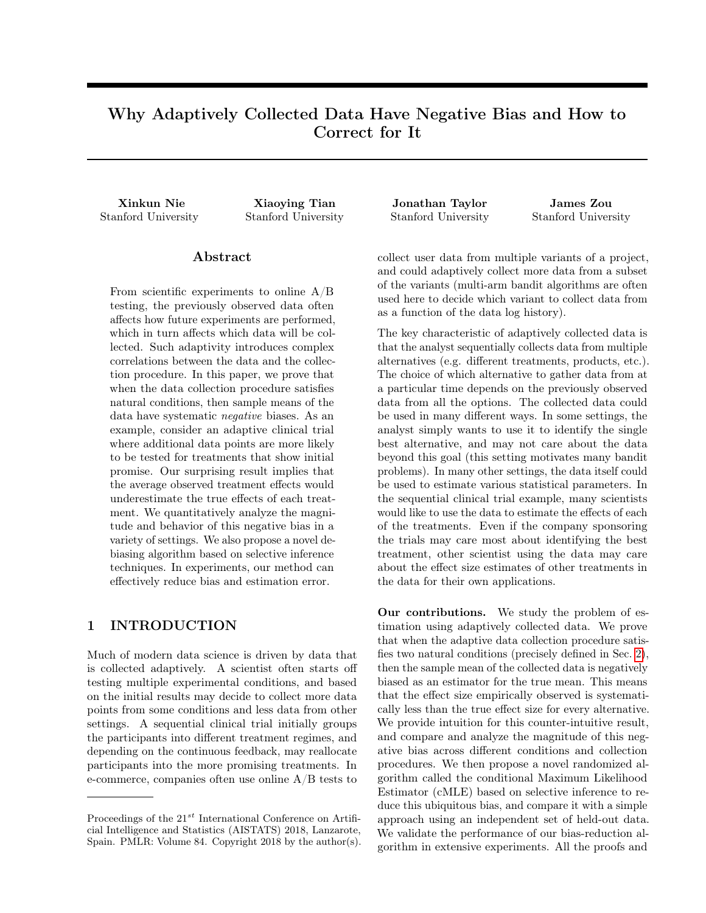# Why Adaptively Collected Data Have Negative Bias and How to Correct for It

**Xinkun Nie**
Stanford University

**Xiaoying Tian**
Stanford University

**Jonathan Taylor**
Stanford University

**James Zou**
Stanford University

## Abstract

From scientific experiments to online A/B testing, the previously observed data often affects how future experiments are performed, which in turn affects which data will be collected. Such adaptivity introduces complex correlations between the data and the collection procedure. In this paper, we prove that when the data collection procedure satisfies natural conditions, then sample means of the data have systematic *negative* biases. As an example, consider an adaptive clinical trial where additional data points are more likely to be tested for treatments that show initial promise. Our surprising result implies that the average observed treatment effects would underestimate the true effects of each treatment. We quantitatively analyze the magnitude and behavior of this negative bias in a variety of settings. We also propose a novel debiasing algorithm based on selective inference techniques. In experiments, our method can effectively reduce bias and estimation error.

## 1 INTRODUCTION

Much of modern data science is driven by data that is collected adaptively. A scientist often starts off testing multiple experimental conditions, and based on the initial results may decide to collect more data points from some conditions and less data from other settings. A sequential clinical trial initially groups the participants into different treatment regimes, and depending on the continuous feedback, may reallocate participants into the more promising treatments. In e-commerce, companies often use online A/B tests to collect user data from multiple variants of a project, and could adaptively collect more data from a subset of the variants (multi-arm bandit algorithms are often used here to decide which variant to collect data from as a function of the data log history).

The key characteristic of adaptively collected data is that the analyst sequentially collects data from multiple alternatives (e.g. different treatments, products, etc.). The choice of which alternative to gather data from at a particular time depends on the previously observed data from all the options. The collected data could be used in many different ways. In some settings, the analyst simply wants to use it to identify the single best alternative, and may not care about the data beyond this goal (this setting motivates many bandit problems). In many other settings, the data itself could be used to estimate various statistical parameters. In the sequential clinical trial example, many scientists would like to use the data to estimate the effects of each of the treatments. Even if the company sponsoring the trials may care most about identifying the best treatment, other scientist using the data may care about the effect size estimates of other treatments in the data for their own applications.

**Our contributions.** We study the problem of estimation using adaptively collected data. We prove that when the adaptive data collection procedure satisfies two natural conditions (precisely defined in Sec. 2), then the sample mean of the collected data is negatively biased as an estimator for the true mean. This means that the effect size empirically observed is systematically less than the true effect size for every alternative. We provide intuition for this counter-intuitive result, and compare and analyze the magnitude of this negative bias across different conditions and collection procedures. We then propose a novel randomized algorithm called the conditional Maximum Likelihood Estimator (cMLE) based on selective inference to reduce this ubiquitous bias, and compare it with a simple approach using an independent set of held-out data. We validate the performance of our bias-reduction algorithm in extensive experiments. All the proofs and

Proceedings of the 21[st] International Conference on Artificial Intelligence and Statistics (AISTATS) 2018, Lanzarote, Spain. PMLR: Volume 84. Copyright 2018 by the author(s).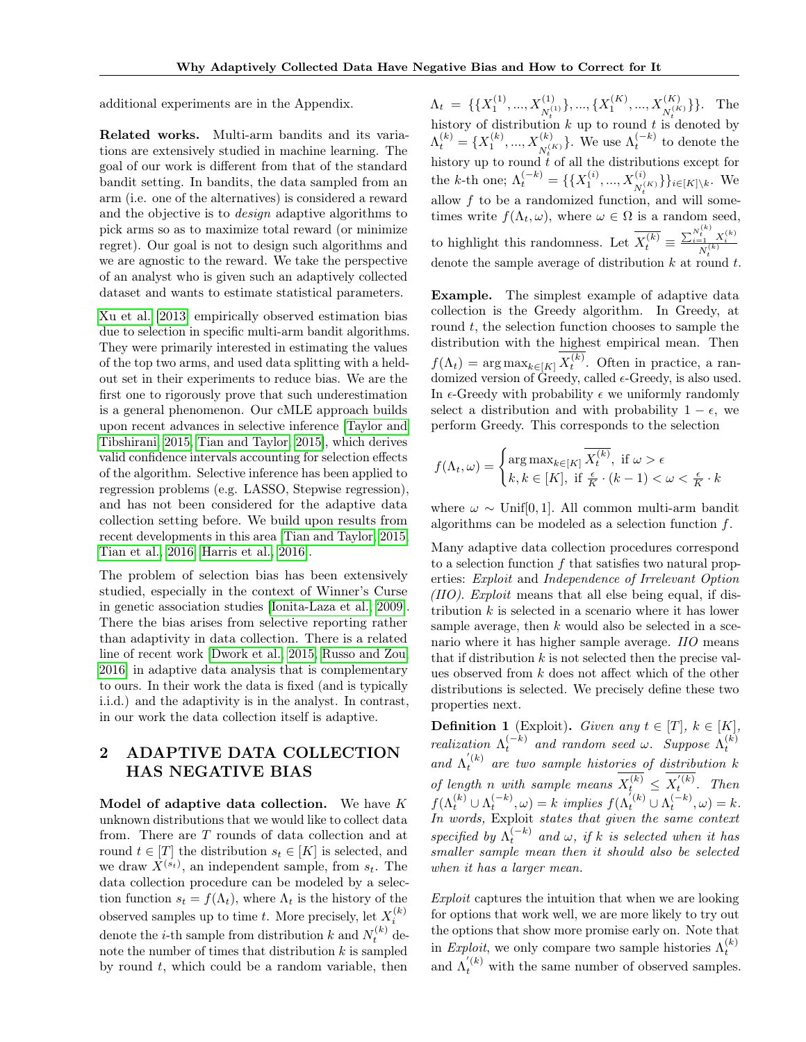additional experiments are in the Appendix.

**Related works.** Multi-arm bandits and its variations are extensively studied in machine learning. The goal of our work is different from that of the standard bandit setting. In bandits, the data sampled from an arm (i.e. one of the alternatives) is considered a reward and the objective is to *design* adaptive algorithms to pick arms so as to maximize total reward (or minimize regret). Our goal is not to design such algorithms and we are agnostic to the reward. We take the perspective of an analyst who is given such an adaptively collected dataset and wants to estimate statistical parameters.

Xu et al. [2013] empirically observed estimation bias due to selection in specific multi-arm bandit algorithms. They were primarily interested in estimating the values of the top two arms, and used data splitting with a held-out set in their experiments to reduce bias. We are the first one to rigorously prove that such underestimation is a general phenomenon. Our cMLE approach builds upon recent advances in selective inference [Taylor and Tibshirani, 2015, Tian and Taylor, 2015], which derives valid confidence intervals accounting for selection effects of the algorithm. Selective inference has been applied to regression problems (e.g. LASSO, Stepwise regression), and has not been considered for the adaptive data collection setting before. We build upon results from recent developments in this area [Tian and Taylor, 2015, Tian et al., 2016, Harris et al., 2016].

The problem of selection bias has been extensively studied, especially in the context of Winner's Curse in genetic association studies [Ionita-Laza et al., 2009]. There the bias arises from selective reporting rather than adaptivity in data collection. There is a related line of recent work [Dwork et al., 2015, Russo and Zou, 2016] in adaptive data analysis that is complementary to ours. In their work the data is fixed (and is typically i.i.d.) and the adaptivity is in the analyst. In contrast, in our work the data collection itself is adaptive.

## 2 ADAPTIVE DATA COLLECTION HAS NEGATIVE BIAS

**Model of adaptive data collection.** We have $K$ unknown distributions that we would like to collect data from. There are $T$ rounds of data collection and at round $t \in [T]$ the distribution $s_t \in [K]$ is selected, and we draw $X^{(s_t)}$, an independent sample, from $s_t$. The data collection procedure can be modeled by a selection function $s_t = f(\Lambda_t)$, where $\Lambda_t$ is the history of the observed samples up to time $t$. More precisely, let $X_i^{(k)}$ denote the $i$-th sample from distribution $k$ and $N_t^{(k)}$ denote the number of times that distribution $k$ is sampled by round $t$, which could be a random variable, then $\Lambda_t = \{\{X_1^{(1)}, ..., X_{N_t^{(1)}}^{(1)}\}, ..., \{X_1^{(K)}, ..., X_{N_t^{(K)}}^{(K)}\}\}$. The history of distribution $k$ up to round $t$ is denoted by $\Lambda_t^{(k)} = \{X_1^{(k)}, ..., X_{N_t^{(k)}}^{(k)}\}$. We use $\Lambda_t^{(-k)}$ to denote the history up to round $t$ of all the distributions except for the $k$-th one; $\Lambda_t^{(-k)} = \{\{X_1^{(i)}, ..., X_{N_t^{(K)}}^{(i)}\}\}_{i \in [K] \setminus k}$. We allow $f$ to be a randomized function, and will sometimes write $f(\Lambda_t, \omega)$, where $\omega \in \Omega$ is a random seed, to highlight this randomness. Let $\overline{X_t^{(k)}} \equiv \frac{\sum_{i=1}^{N_t^{(k)}} X_i^{(k)}}{N_t^{(k)}}$ denote the sample average of distribution $k$ at round $t$.

**Example.** The simplest example of adaptive data collection is the Greedy algorithm. In Greedy, at round $t$, the selection function chooses to sample the distribution with the highest empirical mean. Then $f(\Lambda_t) = \arg\max_{k \in [K]} \overline{X_t^{(k)}}$. Often in practice, a randomized version of Greedy, called $\epsilon$-Greedy, is also used. In $\epsilon$-Greedy with probability $\epsilon$ we uniformly randomly select a distribution and with probability $1 - \epsilon$, we perform Greedy. This corresponds to the selection

$$f(\Lambda_t, \omega) = \begin{cases} \arg\max_{k \in [K]} \overline{X_t^{(k)}}, & \text{if } \omega > \epsilon \\ k, k \in [K], & \text{if } \frac{\epsilon}{K} \cdot (k-1) < \omega < \frac{\epsilon}{K} \cdot k \end{cases}$$

where $\omega \sim \text{Unif}[0, 1]$. All common multi-arm bandit algorithms can be modeled as a selection function $f$.

Many adaptive data collection procedures correspond to a selection function $f$ that satisfies two natural properties: *Exploit* and *Independence of Irrelevant Option (IIO)*. *Exploit* means that all else being equal, if distribution $k$ is selected in a scenario where it has lower sample average, then $k$ would also be selected in a scenario where it has higher sample average. *IIO* means that if distribution $k$ is not selected then the precise values observed from $k$ does not affect which of the other distributions is selected. We precisely define these two properties next.

**Definition 1** (Exploit). *Given any $t \in [T]$, $k \in [K]$, realization $\Lambda_t^{(-k)}$ and random seed $\omega$. Suppose $\Lambda_t^{(k)}$ and $\Lambda_t^{'(k)}$ are two sample histories of distribution $k$ of length $n$ with sample means $\overline{X_t^{(k)}} \le \overline{X_t^{'(k)}}$. Then $f(\Lambda_t^{(k)} \cup \Lambda_t^{(-k)}, \omega) = k$ implies $f(\Lambda_t^{'(k)} \cup \Lambda_t^{(-k)}, \omega) = k$. In words,* Exploit *states that given the same context specified by $\Lambda_t^{(-k)}$ and $\omega$, if $k$ is selected when it has smaller sample mean then it should also be selected when it has a larger mean.*

*Exploit* captures the intuition that when we are looking for options that work well, we are more likely to try out the options that show more promise early on. Note that in *Exploit*, we only compare two sample histories $\Lambda_t^{(k)}$ and $\Lambda_t^{'(k)}$ with the same number of observed samples.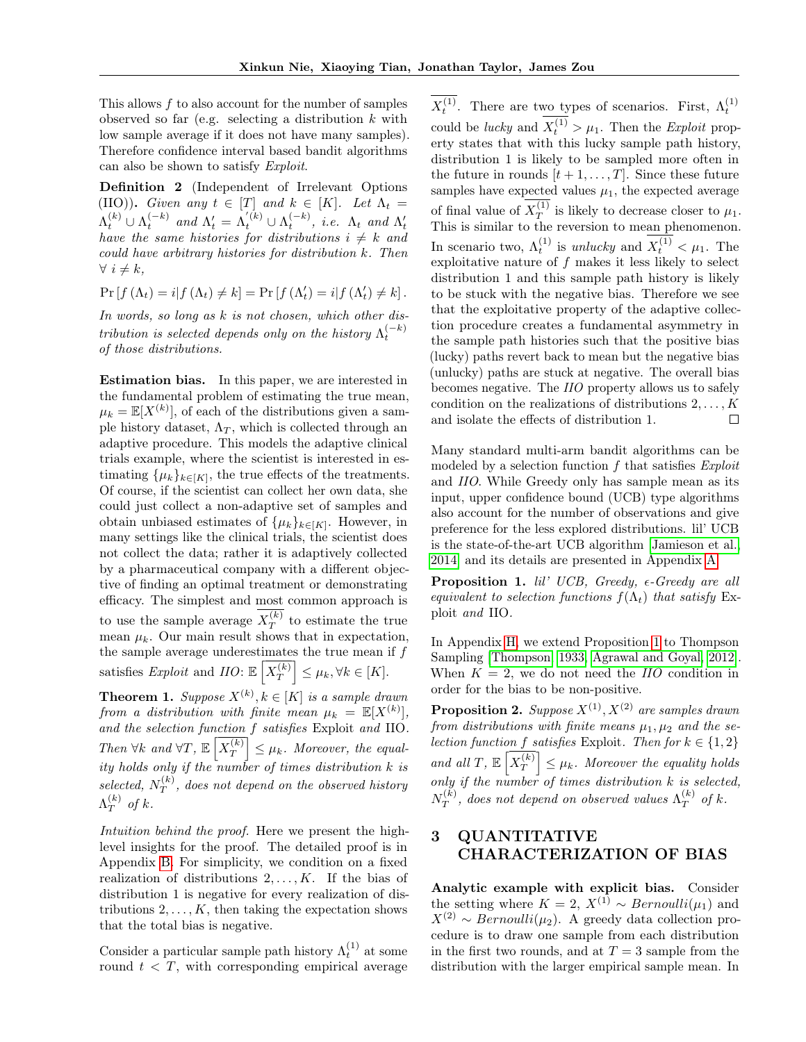This allows $f$ to also account for the number of samples observed so far (e.g. selecting a distribution $k$ with low sample average if it does not have many samples). Therefore confidence interval based bandit algorithms can also be shown to satisfy *Exploit*.

**Definition 2** (Independent of Irrelevant Options (IIO))**.** *Given any $t \in [T]$ and $k \in [K]$. Let $\Lambda_t = \Lambda_t^{(k)} \cup \Lambda_t^{(-k)}$ and $\Lambda_t' = \Lambda_t^{'(k)} \cup \Lambda_t^{(-k)}$, i.e. $\Lambda_t$ and $\Lambda_t'$ have the same histories for distributions $i \neq k$ and could have arbitrary histories for distribution $k$. Then $\forall\ i \neq k$,*

$$\Pr\left[f\left(\Lambda_t\right) = i | f\left(\Lambda_t\right) \neq k\right] = \Pr\left[f\left(\Lambda_t'\right) = i | f\left(\Lambda_t'\right) \neq k\right].$$

*In words, so long as $k$ is not chosen, which other distribution is selected depends only on the history $\Lambda_t^{(-k)}$ of those distributions.*

**Estimation bias.** In this paper, we are interested in the fundamental problem of estimating the true mean, $\mu_k = \mathbb{E}[X^{(k)}]$, of each of the distributions given a sample history dataset, $\Lambda_T$, which is collected through an adaptive procedure. This models the adaptive clinical trials example, where the scientist is interested in estimating $\{\mu_k\}_{k\in[K]}$, the true effects of the treatments. Of course, if the scientist can collect her own data, she could just collect a non-adaptive set of samples and obtain unbiased estimates of $\{\mu_k\}_{k\in[K]}$. However, in many settings like the clinical trials, the scientist does not collect the data; rather it is adaptively collected by a pharmaceutical company with a different objective of finding an optimal treatment or demonstrating efficacy. The simplest and most common approach is to use the sample average $\overline{X_T^{(k)}}$ to estimate the true mean $\mu_k$. Our main result shows that in expectation, the sample average underestimates the true mean if $f$ satisfies *Exploit* and *IIO*: $\mathbb{E}\left[\overline{X_T^{(k)}}\right] \leq \mu_k, \forall k \in [K]$.

**Theorem 1.** *Suppose $X^{(k)}, k \in [K]$ is a sample drawn from a distribution with finite mean $\mu_k = \mathbb{E}[X^{(k)}]$, and the selection function $f$ satisfies* Exploit *and* IIO*. Then $\forall k$ and $\forall T$, $\mathbb{E}\left[\overline{X_T^{(k)}}\right] \leq \mu_k$. Moreover, the equality holds only if the number of times distribution $k$ is selected, $N_T^{(k)}$, does not depend on the observed history $\Lambda_T^{(k)}$ of $k$.*

*Intuition behind the proof.* Here we present the high-level insights for the proof. The detailed proof is in Appendix B. For simplicity, we condition on a fixed realization of distributions $2, \dots, K$. If the bias of distribution 1 is negative for every realization of distributions $2, \dots, K$, then taking the expectation shows that the total bias is negative.

Consider a particular sample path history $\Lambda_t^{(1)}$ at some round $t < T$, with corresponding empirical average $\overline{X_t^{(1)}}$. There are two types of scenarios. First, $\Lambda_t^{(1)}$ could be *lucky* and $\overline{X_t^{(1)}} > \mu_1$. Then the *Exploit* property states that with this lucky sample path history, distribution 1 is likely to be sampled more often in the future in rounds $[t+1, \dots, T]$. Since these future samples have expected values $\mu_1$, the expected average of final value of $\overline{X_T^{(1)}}$ is likely to decrease closer to $\mu_1$. This is similar to the reversion to mean phenomenon. In scenario two, $\Lambda_t^{(1)}$ is *unlucky* and $\overline{X_t^{(1)}} < \mu_1$. The exploitative nature of $f$ makes it less likely to select distribution 1 and this sample path history is likely to be stuck with the negative bias. Therefore we see that the exploitative property of the adaptive collection procedure creates a fundamental asymmetry in the sample path histories such that the positive bias (lucky) paths revert back to mean but the negative bias (unlucky) paths are stuck at negative. The overall bias becomes negative. The *IIO* property allows us to safely condition on the realizations of distributions $2, \dots, K$ and isolate the effects of distribution 1. □

Many standard multi-arm bandit algorithms can be modeled by a selection function $f$ that satisfies *Exploit* and *IIO*. While Greedy only has sample mean as its input, upper confidence bound (UCB) type algorithms also account for the number of observations and give preference for the less explored distributions. lil' UCB is the state-of-the-art UCB algorithm [Jamieson et al., 2014] and its details are presented in Appendix A.

**Proposition 1.** *lil' UCB, Greedy, $\epsilon$-Greedy are all equivalent to selection functions $f(\Lambda_t)$ that satisfy* Exploit *and* IIO*.*

In Appendix H, we extend Proposition 1 to Thompson Sampling [Thompson, 1933, Agrawal and Goyal, 2012]. When $K = 2$, we do not need the *IIO* condition in order for the bias to be non-positive.

**Proposition 2.** *Suppose $X^{(1)}, X^{(2)}$ are samples drawn from distributions with finite means $\mu_1, \mu_2$ and the selection function $f$ satisfies* Exploit*. Then for $k \in \{1, 2\}$ and all $T$, $\mathbb{E}\left[\overline{X_T^{(k)}}\right] \leq \mu_k$. Moreover the equality holds only if the number of times distribution $k$ is selected, $N_T^{(k)}$, does not depend on observed values $\Lambda_T^{(k)}$ of $k$.*

## 3 QUANTITATIVE CHARACTERIZATION OF BIAS

**Analytic example with explicit bias.** Consider the setting where $K = 2$, $X^{(1)} \sim Bernoulli(\mu_1)$ and $X^{(2)} \sim Bernoulli(\mu_2)$. A greedy data collection procedure is to draw one sample from each distribution in the first two rounds, and at $T = 3$ sample from the distribution with the larger empirical sample mean. In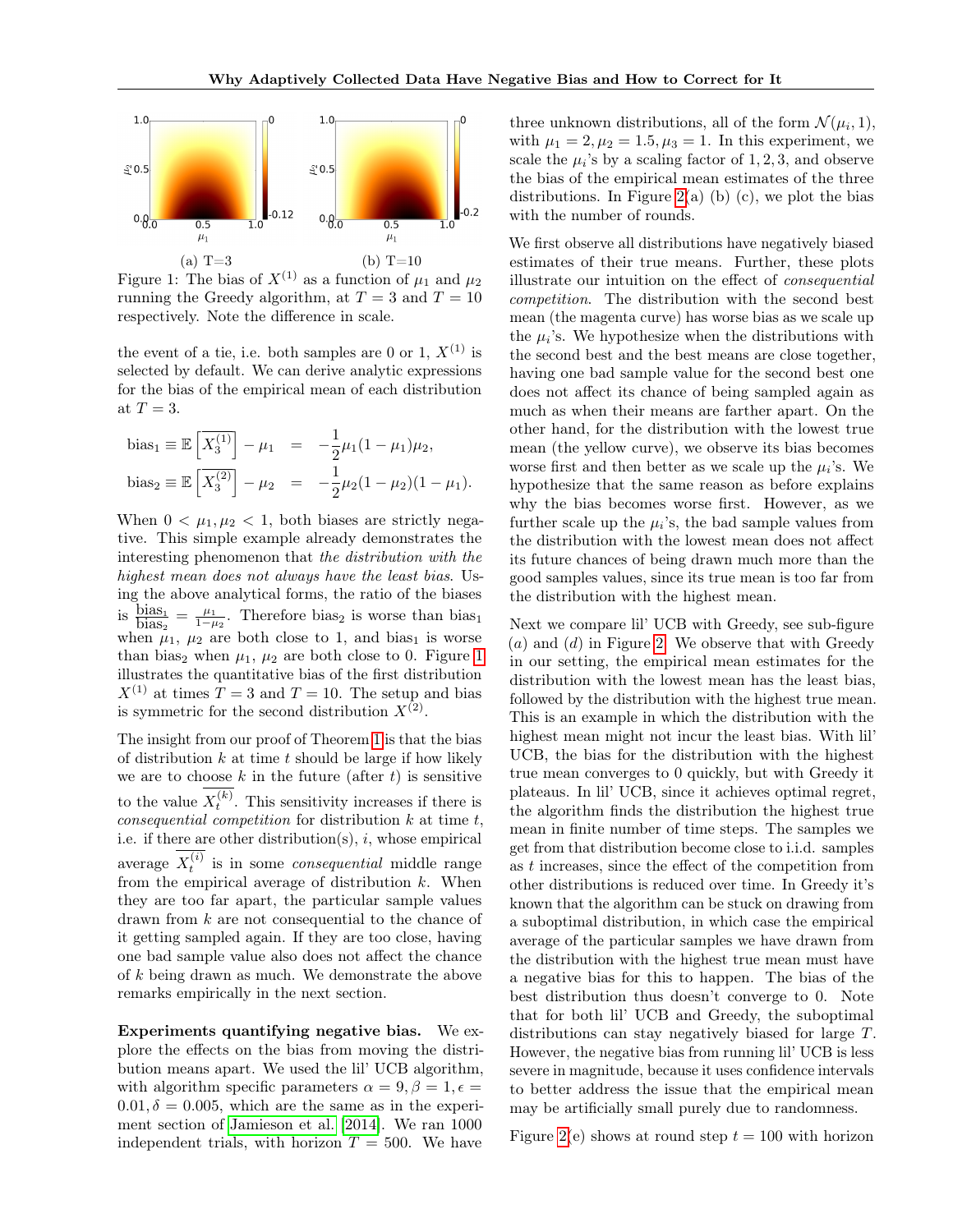(a) T=3 (b) T=10

Figure 1: The bias of $X^{(1)}$ as a function of $\mu_1$ and $\mu_2$ running the Greedy algorithm, at $T = 3$ and $T = 10$ respectively. Note the difference in scale.

the event of a tie, i.e. both samples are 0 or 1, $X^{(1)}$ is selected by default. We can derive analytic expressions for the bias of the empirical mean of each distribution at $T = 3$.

$$\text{bias}_1 \equiv \mathbb{E}\left[\overline{X_3^{(1)}}\right] - \mu_1 = -\frac{1}{2}\mu_1(1-\mu_1)\mu_2,$$

$$\text{bias}_2 \equiv \mathbb{E}\left[\overline{X_3^{(2)}}\right] - \mu_2 = -\frac{1}{2}\mu_2(1-\mu_2)(1-\mu_1).$$

When $0 < \mu_1, \mu_2 < 1$, both biases are strictly negative. This simple example already demonstrates the interesting phenomenon that *the distribution with the highest mean does not always have the least bias*. Using the above analytical forms, the ratio of the biases is $\frac{\text{bias}_1}{\text{bias}_2} = \frac{\mu_1}{1-\mu_2}$. Therefore $\text{bias}_2$ is worse than $\text{bias}_1$ when $\mu_1$, $\mu_2$ are both close to 1, and $\text{bias}_1$ is worse than $\text{bias}_2$ when $\mu_1$, $\mu_2$ are both close to 0. Figure 1 illustrates the quantitative bias of the first distribution $X^{(1)}$ at times $T = 3$ and $T = 10$. The setup and bias is symmetric for the second distribution $X^{(2)}$.

The insight from our proof of Theorem 1 is that the bias of distribution $k$ at time $t$ should be large if how likely we are to choose $k$ in the future (after $t$) is sensitive to the value $\overline{X_t^{(k)}}$. This sensitivity increases if there is *consequential competition* for distribution $k$ at time $t$, i.e. if there are other distribution(s), $i$, whose empirical average $\overline{X_t^{(i)}}$ is in some *consequential* middle range from the empirical average of distribution $k$. When they are too far apart, the particular sample values drawn from $k$ are not consequential to the chance of it getting sampled again. If they are too close, having one bad sample value also does not affect the chance of $k$ being drawn as much. We demonstrate the above remarks empirically in the next section.

**Experiments quantifying negative bias.** We explore the effects on the bias from moving the distribution means apart. We used the lil' UCB algorithm, with algorithm specific parameters $\alpha = 9, \beta = 1, \epsilon = 0.01, \delta = 0.005$, which are the same as in the experiment section of Jamieson et al. [2014]. We ran 1000 independent trials, with horizon $T = 500$. We have three unknown distributions, all of the form $\mathcal{N}(\mu_i, 1)$, with $\mu_1 = 2, \mu_2 = 1.5, \mu_3 = 1$. In this experiment, we scale the $\mu_i$'s by a scaling factor of 1, 2, 3, and observe the bias of the empirical mean estimates of the three distributions. In Figure 2(a) (b) (c), we plot the bias with the number of rounds.

We first observe all distributions have negatively biased estimates of their true means. Further, these plots illustrate our intuition on the effect of *consequential competition*. The distribution with the second best mean (the magenta curve) has worse bias as we scale up the $\mu_i$'s. We hypothesize when the distributions with the second best and the best means are close together, having one bad sample value for the second best one does not affect its chance of being sampled again as much as when their means are farther apart. On the other hand, for the distribution with the lowest true mean (the yellow curve), we observe its bias becomes worse first and then better as we scale up the $\mu_i$'s. We hypothesize that the same reason as before explains why the bias becomes worse first. However, as we further scale up the $\mu_i$'s, the bad sample values from the distribution with the lowest mean does not affect its future chances of being drawn much more than the good samples values, since its true mean is too far from the distribution with the highest mean.

Next we compare lil' UCB with Greedy, see sub-figure (*a*) and (*d*) in Figure 2. We observe that with Greedy in our setting, the empirical mean estimates for the distribution with the lowest mean has the least bias, followed by the distribution with the highest true mean. This is an example in which the distribution with the highest mean might not incur the least bias. With lil' UCB, the bias for the distribution with the highest true mean converges to 0 quickly, but with Greedy it plateaus. In lil' UCB, since it achieves optimal regret, the algorithm finds the distribution the highest true mean in finite number of time steps. The samples we get from that distribution become close to i.i.d. samples as $t$ increases, since the effect of the competition from other distributions is reduced over time. In Greedy it's known that the algorithm can be stuck on drawing from a suboptimal distribution, in which case the empirical average of the particular samples we have drawn from the distribution with the highest true mean must have a negative bias for this to happen. The bias of the best distribution thus doesn't converge to 0. Note that for both lil' UCB and Greedy, the suboptimal distributions can stay negatively biased for large $T$. However, the negative bias from running lil' UCB is less severe in magnitude, because it uses confidence intervals to better address the issue that the empirical mean may be artificially small purely due to randomness.

Figure 2(e) shows at round step $t = 100$ with horizon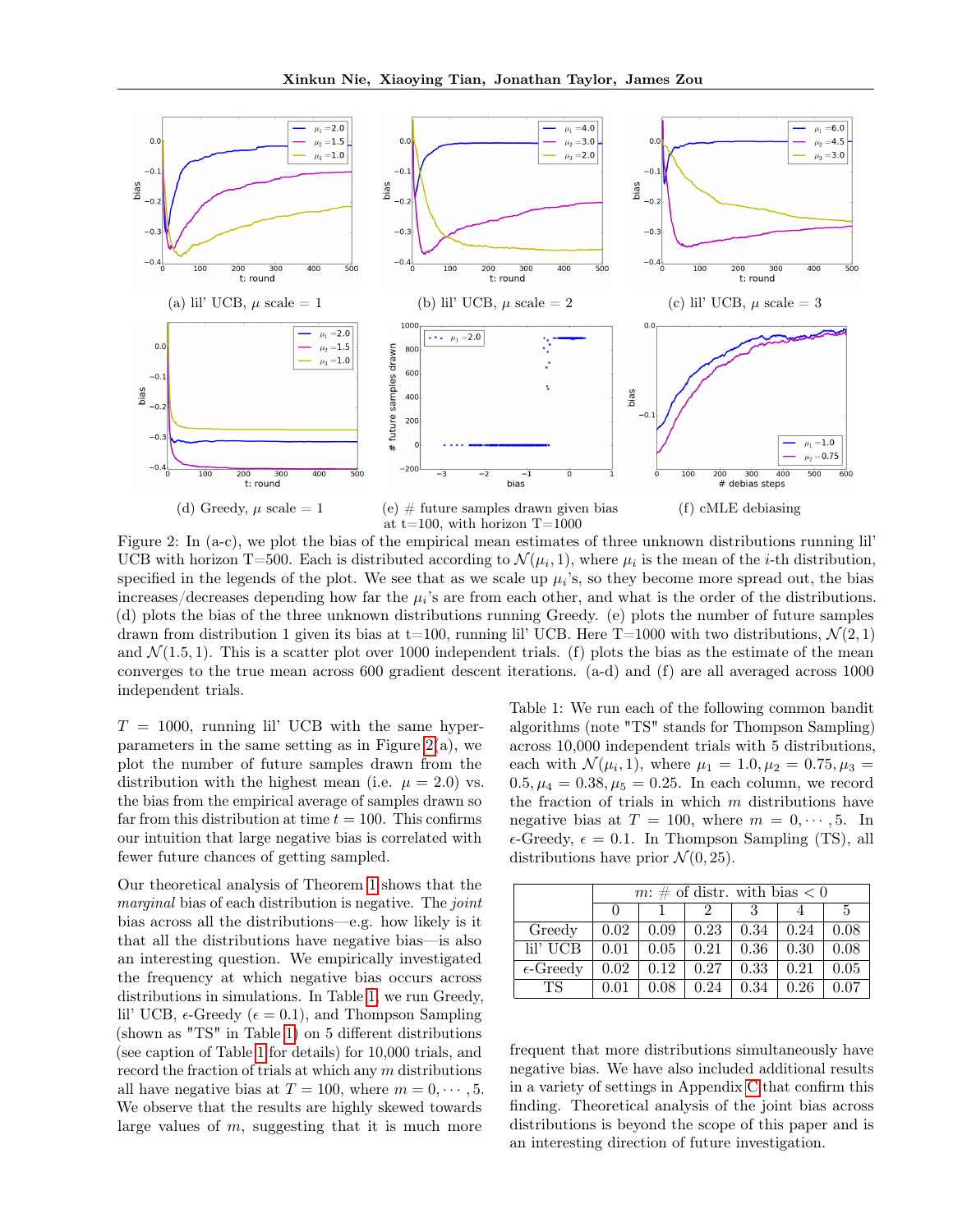(a) lil' UCB, $\mu$ scale = 1

(b) lil' UCB, $\mu$ scale = 2

(c) lil' UCB, $\mu$ scale = 3

(d) Greedy, $\mu$ scale = 1

(e) # future samples drawn given bias at t=100, with horizon T=1000

(f) cMLE debiasing

Figure 2: In (a-c), we plot the bias of the empirical mean estimates of three unknown distributions running lil' UCB with horizon T=500. Each is distributed according to $\mathcal{N}(\mu_i, 1)$, where $\mu_i$ is the mean of the $i$-th distribution, specified in the legends of the plot. We see that as we scale up $\mu_i$'s, so they become more spread out, the bias increases/decreases depending how far the $\mu_i$'s are from each other, and what is the order of the distributions. (d) plots the bias of the three unknown distributions running Greedy. (e) plots the number of future samples drawn from distribution 1 given its bias at t=100, running lil' UCB. Here T=1000 with two distributions, $\mathcal{N}(2, 1)$ and $\mathcal{N}(1.5, 1)$. This is a scatter plot over 1000 independent trials. (f) plots the bias as the estimate of the mean converges to the true mean across 600 gradient descent iterations. (a-d) and (f) are all averaged across 1000 independent trials.

$T = 1000$, running lil' UCB with the same hyperparameters in the same setting as in Figure 2(a), we plot the number of future samples drawn from the distribution with the highest mean (i.e. $\mu = 2.0$) vs. the bias from the empirical average of samples drawn so far from this distribution at time $t = 100$. This confirms our intuition that large negative bias is correlated with fewer future chances of getting sampled.

Our theoretical analysis of Theorem 1 shows that the *marginal* bias of each distribution is negative. The *joint* bias across all the distributions—e.g. how likely is it that all the distributions have negative bias—is also an interesting question. We empirically investigated the frequency at which negative bias occurs across distributions in simulations. In Table 1, we run Greedy, lil' UCB, $\epsilon$-Greedy ($\epsilon = 0.1$), and Thompson Sampling (shown as "TS" in Table 1) on 5 different distributions (see caption of Table 1 for details) for 10,000 trials, and record the fraction of trials at which any $m$ distributions all have negative bias at $T = 100$, where $m = 0, \cdots, 5$. We observe that the results are highly skewed towards large values of $m$, suggesting that it is much more frequent that more distributions simultaneously have negative bias. We have also included additional results in a variety of settings in Appendix C that confirm this finding. Theoretical analysis of the joint bias across distributions is beyond the scope of this paper and is an interesting direction of future investigation.

Table 1: We run each of the following common bandit algorithms (note "TS" stands for Thompson Sampling) across 10,000 independent trials with 5 distributions, each with $\mathcal{N}(\mu_i, 1)$, where $\mu_1 = 1.0, \mu_2 = 0.75, \mu_3 = 0.5, \mu_4 = 0.38, \mu_5 = 0.25$. In each column, we record the fraction of trials in which $m$ distributions have negative bias at $T = 100$, where $m = 0, \cdots, 5$. In $\epsilon$-Greedy, $\epsilon = 0.1$. In Thompson Sampling (TS), all distributions have prior $\mathcal{N}(0, 25)$.

| | $m$: # of distr. with bias < 0 | | | | | |
|---|---|---|---|---|---|---|
| | 0 | 1 | 2 | 3 | 4 | 5 |
| Greedy | 0.02 | 0.09 | 0.23 | 0.34 | 0.24 | 0.08 |
| lil' UCB | 0.01 | 0.05 | 0.21 | 0.36 | 0.30 | 0.08 |
| $\epsilon$-Greedy | 0.02 | 0.12 | 0.27 | 0.33 | 0.21 | 0.05 |
| TS | 0.01 | 0.08 | 0.24 | 0.34 | 0.26 | 0.07 |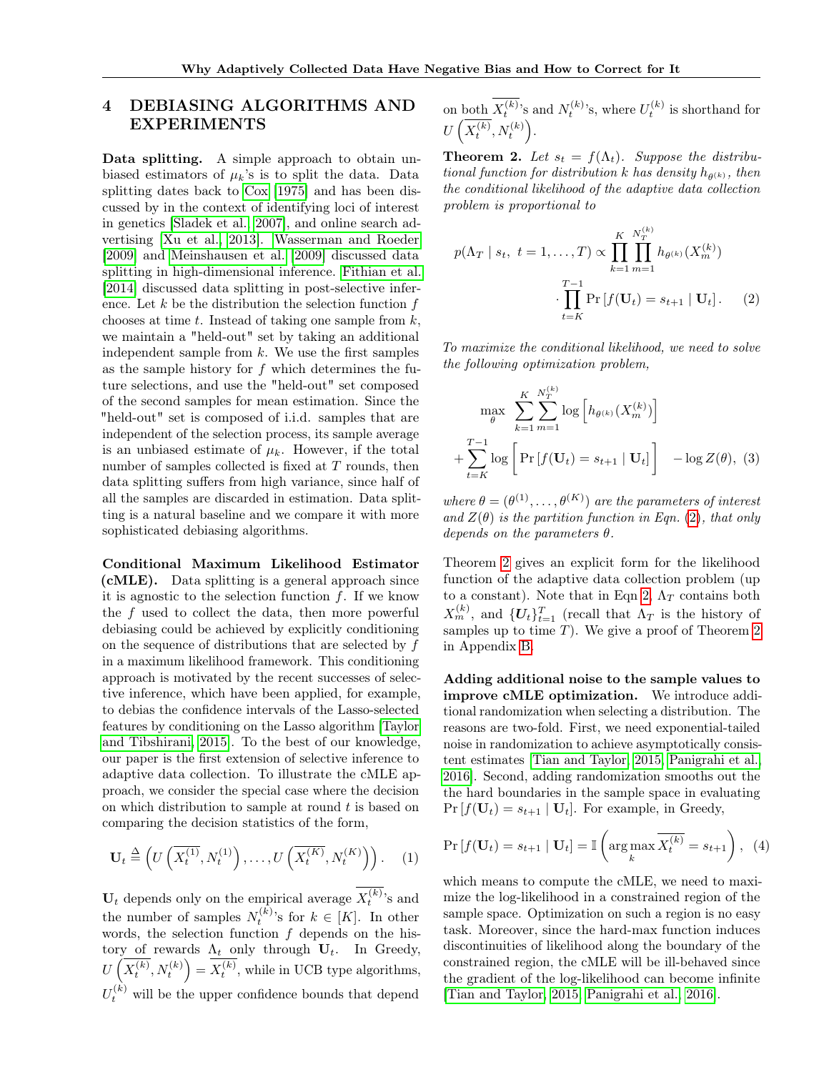## 4 DEBIASING ALGORITHMS AND EXPERIMENTS

**Data splitting.** A simple approach to obtain unbiased estimators of $\mu_k$'s is to split the data. Data splitting dates back to Cox [1975] and has been discussed by in the context of identifying loci of interest in genetics [Sladek et al., 2007], and online search advertising [Xu et al., 2013]. Wasserman and Roeder [2009] and Meinshausen et al. [2009] discussed data splitting in high-dimensional inference. Fithian et al. [2014] discussed data splitting in post-selective inference. Let $k$ be the distribution the selection function $f$ chooses at time $t$. Instead of taking one sample from $k$, we maintain a "held-out" set by taking an additional independent sample from $k$. We use the first samples as the sample history for $f$ which determines the future selections, and use the "held-out" set composed of the second samples for mean estimation. Since the "held-out" set is composed of i.i.d. samples that are independent of the selection process, its sample average is an unbiased estimate of $\mu_k$. However, if the total number of samples collected is fixed at $T$ rounds, then data splitting suffers from high variance, since half of all the samples are discarded in estimation. Data splitting is a natural baseline and we compare it with more sophisticated debiasing algorithms.

**Conditional Maximum Likelihood Estimator (cMLE).** Data splitting is a general approach since it is agnostic to the selection function $f$. If we know the $f$ used to collect the data, then more powerful debiasing could be achieved by explicitly conditioning on the sequence of distributions that are selected by $f$ in a maximum likelihood framework. This conditioning approach is motivated by the recent successes of selective inference, which have been applied, for example, to debias the confidence intervals of the Lasso-selected features by conditioning on the Lasso algorithm [Taylor and Tibshirani, 2015]. To the best of our knowledge, our paper is the first extension of selective inference to adaptive data collection. To illustrate the cMLE approach, we consider the special case where the decision on which distribution to sample at round $t$ is based on comparing the decision statistics of the form,

$$\mathbf{U}_t \triangleq \left(U\left(\overline{X_t^{(1)}}, N_t^{(1)}\right), \ldots, U\left(\overline{X_t^{(K)}}, N_t^{(K)}\right)\right). \quad (1)$$

$\mathbf{U}_t$ depends only on the empirical average $\overline{X_t^{(k)}}$'s and the number of samples $N_t^{(k)}$'s for $k \in [K]$. In other words, the selection function $f$ depends on the history of rewards $\Lambda_t$ only through $\mathbf{U}_t$. In Greedy, $U\left(\overline{X_t^{(k)}}, N_t^{(k)}\right) = \overline{X_t^{(k)}}$, while in UCB type algorithms, $U_t^{(k)}$ will be the upper confidence bounds that depend on both $\overline{X_t^{(k)}}$'s and $N_t^{(k)}$'s, where $U_t^{(k)}$ is shorthand for $U\left(\overline{X_t^{(k)}}, N_t^{(k)}\right)$.

**Theorem 2.** *Let $s_t = f(\Lambda_t)$. Suppose the distributional function for distribution $k$ has density $h_{\theta^{(k)}}$, then the conditional likelihood of the adaptive data collection problem is proportional to*

$$p(\Lambda_T \mid s_t,\ t = 1, \ldots, T) \propto \prod_{k=1}^{K} \prod_{m=1}^{N_T^{(k)}} h_{\theta^{(k)}}(X_m^{(k)}) \cdot \prod_{t=K}^{T-1} \Pr\left[f(\mathbf{U}_t) = s_{t+1} \mid \mathbf{U}_t\right]. \quad (2)$$

*To maximize the conditional likelihood, we need to solve the following optimization problem,*

$$\max_{\theta} \sum_{k=1}^{K} \sum_{m=1}^{N_T^{(k)}} \log\left[h_{\theta^{(k)}}(X_m^{(k)})\right] + \sum_{t=K}^{T-1} \log\left[\Pr\left[f(\mathbf{U}_t) = s_{t+1} \mid \mathbf{U}_t\right]\right] - \log Z(\theta), \quad (3)$$

*where $\theta = (\theta^{(1)}, \ldots, \theta^{(K)})$ are the parameters of interest and $Z(\theta)$ is the partition function in Eqn. (2), that only depends on the parameters $\theta$.*

Theorem 2 gives an explicit form for the likelihood function of the adaptive data collection problem (up to a constant). Note that in Eqn 2, $\Lambda_T$ contains both $X_m^{(k)}$, and $\{\boldsymbol{U}_t\}_{t=1}^T$ (recall that $\Lambda_T$ is the history of samples up to time $T$). We give a proof of Theorem 2 in Appendix B.

**Adding additional noise to the sample values to improve cMLE optimization.** We introduce additional randomization when selecting a distribution. The reasons are two-fold. First, we need exponential-tailed noise in randomization to achieve asymptotically consistent estimates [Tian and Taylor, 2015, Panigrahi et al., 2016]. Second, adding randomization smooths out the the hard boundaries in the sample space in evaluating $\Pr\left[f(\mathbf{U}_t) = s_{t+1} \mid \mathbf{U}_t\right]$. For example, in Greedy,

$$\Pr\left[f(\mathbf{U}_t) = s_{t+1} \mid \mathbf{U}_t\right] = \mathbb{I}\left(\arg\max_k \overline{X_t^{(k)}} = s_{t+1}\right), \quad (4)$$

which means to compute the cMLE, we need to maximize the log-likelihood in a constrained region of the sample space. Optimization on such a region is no easy task. Moreover, since the hard-max function induces discontinuities of likelihood along the boundary of the constrained region, the cMLE will be ill-behaved since the gradient of the log-likelihood can become infinite [Tian and Taylor, 2015, Panigrahi et al., 2016].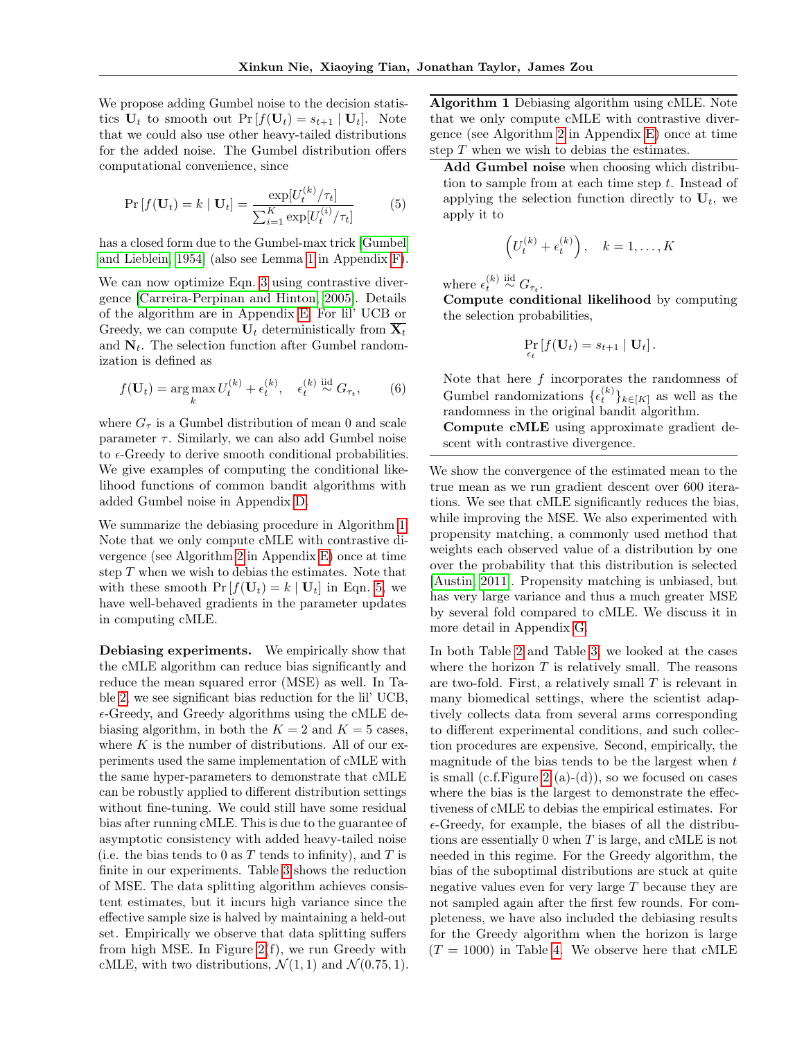We propose adding Gumbel noise to the decision statistics $\mathbf{U}_t$ to smooth out $\Pr[f(\mathbf{U}_t) = s_{t+1} \mid \mathbf{U}_t]$. Note that we could also use other heavy-tailed distributions for the added noise. The Gumbel distribution offers computational convenience, since

$$\Pr[f(\mathbf{U}_t) = k \mid \mathbf{U}_t] = \frac{\exp[U_t^{(k)}/\tau_t]}{\sum_{i=1}^{K} \exp[U_t^{(i)}/\tau_t]} \tag{5}$$

has a closed form due to the Gumbel-max trick [Gumbel and Lieblein, 1954] (also see Lemma 1 in Appendix F).

We can now optimize Eqn. 3 using contrastive divergence [Carreira-Perpinan and Hinton, 2005]. Details of the algorithm are in Appendix E. For lil' UCB or Greedy, we can compute $\mathbf{U}_t$ deterministically from $\overline{\mathbf{X}}_t$ and $\mathbf{N}_t$. The selection function after Gumbel randomization is defined as

$$f(\mathbf{U}_t) = \arg\max_k U_t^{(k)} + \epsilon_t^{(k)}, \quad \epsilon_t^{(k)} \overset{\text{iid}}{\sim} G_{\tau_t}, \tag{6}$$

where $G_\tau$ is a Gumbel distribution of mean 0 and scale parameter $\tau$. Similarly, we can also add Gumbel noise to $\epsilon$-Greedy to derive smooth conditional probabilities. We give examples of computing the conditional likelihood functions of common bandit algorithms with added Gumbel noise in Appendix D.

We summarize the debiasing procedure in Algorithm 1. Note that we only compute cMLE with contrastive divergence (see Algorithm 2 in Appendix E) once at time step $T$ when we wish to debias the estimates. Note that with these smooth $\Pr[f(\mathbf{U}_t) = k \mid \mathbf{U}_t]$ in Eqn. 5, we have well-behaved gradients in the parameter updates in computing cMLE.

**Debiasing experiments.** We empirically show that the cMLE algorithm can reduce bias significantly and reduce the mean squared error (MSE) as well. In Table 2, we see significant bias reduction for the lil' UCB, $\epsilon$-Greedy, and Greedy algorithms using the cMLE debiasing algorithm, in both the $K = 2$ and $K = 5$ cases, where $K$ is the number of distributions. All of our experiments used the same implementation of cMLE with the same hyper-parameters to demonstrate that cMLE can be robustly applied to different distribution settings without fine-tuning. We could still have some residual bias after running cMLE. This is due to the guarantee of asymptotic consistency with added heavy-tailed noise (i.e. the bias tends to 0 as $T$ tends to infinity), and $T$ is finite in our experiments. Table 3 shows the reduction of MSE. The data splitting algorithm achieves consistent estimates, but it incurs high variance since the effective sample size is halved by maintaining a held-out set. Empirically we observe that data splitting suffers from high MSE. In Figure 2(f), we run Greedy with cMLE, with two distributions, $\mathcal{N}(1, 1)$ and $\mathcal{N}(0.75, 1)$.

---

**Algorithm 1** Debiasing algorithm using cMLE. Note that we only compute cMLE with contrastive divergence (see Algorithm 2 in Appendix E) once at time step $T$ when we wish to debias the estimates.

**Add Gumbel noise** when choosing which distribution to sample from at each time step $t$. Instead of applying the selection function directly to $\mathbf{U}_t$, we apply it to

$$\left(U_t^{(k)} + \epsilon_t^{(k)}\right), \quad k = 1, \ldots, K$$

where $\epsilon_t^{(k)} \overset{\text{iid}}{\sim} G_{\tau_t}$.

**Compute conditional likelihood** by computing the selection probabilities,

$$\Pr_{\epsilon_t}[f(\mathbf{U}_t) = s_{t+1} \mid \mathbf{U}_t].$$

Note that here $f$ incorporates the randomness of Gumbel randomizations $\{\epsilon_t^{(k)}\}_{k \in [K]}$ as well as the randomness in the original bandit algorithm.

**Compute cMLE** using approximate gradient descent with contrastive divergence.

---

We show the convergence of the estimated mean to the true mean as we run gradient descent over 600 iterations. We see that cMLE significantly reduces the bias, while improving the MSE. We also experimented with propensity matching, a commonly used method that weights each observed value of a distribution by one over the probability that this distribution is selected [Austin, 2011]. Propensity matching is unbiased, but has very large variance and thus a much greater MSE by several fold compared to cMLE. We discuss it in more detail in Appendix G.

In both Table 2 and Table 3, we looked at the cases where the horizon $T$ is relatively small. The reasons are two-fold. First, a relatively small $T$ is relevant in many biomedical settings, where the scientist adaptively collects data from several arms corresponding to different experimental conditions, and such collection procedures are expensive. Second, empirically, the magnitude of the bias tends to be the largest when $t$ is small (c.f.Figure 2 (a)-(d)), so we focused on cases where the bias is the largest to demonstrate the effectiveness of cMLE to debias the empirical estimates. For $\epsilon$-Greedy, for example, the biases of all the distributions are essentially 0 when $T$ is large, and cMLE is not needed in this regime. For the Greedy algorithm, the bias of the suboptimal distributions are stuck at quite negative values even for very large $T$ because they are not sampled again after the first few rounds. For completeness, we have also included the debiasing results for the Greedy algorithm when the horizon is large ($T = 1000$) in Table 4. We observe here that cMLE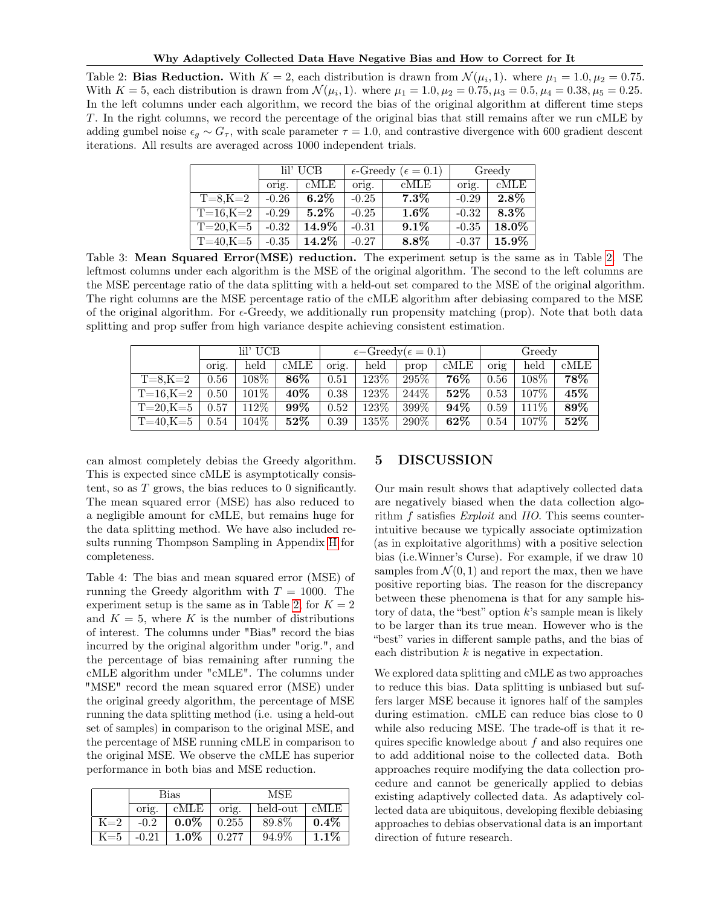Table 2: **Bias Reduction.** With $K = 2$, each distribution is drawn from $\mathcal{N}(\mu_i, 1)$. where $\mu_1 = 1.0, \mu_2 = 0.75$. With $K = 5$, each distribution is drawn from $\mathcal{N}(\mu_i, 1)$. where $\mu_1 = 1.0, \mu_2 = 0.75, \mu_3 = 0.5, \mu_4 = 0.38, \mu_5 = 0.25$. In the left columns under each algorithm, we record the bias of the original algorithm at different time steps $T$. In the right columns, we record the percentage of the original bias that still remains after we run cMLE by adding gumbel noise $\epsilon_g \sim G_\tau$, with scale parameter $\tau = 1.0$, and contrastive divergence with 600 gradient descent iterations. All results are averaged across 1000 independent trials.

| | lil' UCB | | $\epsilon$-Greedy ($\epsilon = 0.1$) | | Greedy | |
|---|---|---|---|---|---|---|
| | orig. | cMLE | orig. | cMLE | orig. | cMLE |
| T=8,K=2 | -0.26 | **6.2%** | -0.25 | **7.3%** | -0.29 | **2.8%** |
| T=16,K=2 | -0.29 | **5.2%** | -0.25 | **1.6%** | -0.32 | **8.3%** |
| T=20,K=5 | -0.32 | **14.9%** | -0.31 | **9.1%** | -0.35 | **18.0%** |
| T=40,K=5 | -0.35 | **14.2%** | -0.27 | **8.8%** | -0.37 | **15.9%** |

Table 3: **Mean Squared Error(MSE) reduction.** The experiment setup is the same as in Table 2. The leftmost columns under each algorithm is the MSE of the original algorithm. The second to the left columns are the MSE percentage ratio of the data splitting with a held-out set compared to the MSE of the original algorithm. The right columns are the MSE percentage ratio of the cMLE algorithm after debiasing compared to the MSE of the original algorithm. For $\epsilon$-Greedy, we additionally run propensity matching (prop). Note that both data splitting and prop suffer from high variance despite achieving consistent estimation.

| | lil' UCB | | | $\epsilon-$Greedy($\epsilon = 0.1$) | | | | Greedy | | |
|---|---|---|---|---|---|---|---|---|---|---|
| | orig. | held | cMLE | orig. | held | prop | cMLE | orig | held | cMLE |
| T=8,K=2 | 0.56 | 108% | **86%** | 0.51 | 123% | 295% | **76%** | 0.56 | 108% | **78%** |
| T=16,K=2 | 0.50 | 101% | **40%** | 0.38 | 123% | 244% | **52%** | 0.53 | 107% | **45%** |
| T=20,K=5 | 0.57 | 112% | **99%** | 0.52 | 123% | 399% | **94%** | 0.59 | 111% | **89%** |
| T=40,K=5 | 0.54 | 104% | **52%** | 0.39 | 135% | 290% | **62%** | 0.54 | 107% | **52%** |

can almost completely debias the Greedy algorithm. This is expected since cMLE is asymptotically consistent, so as $T$ grows, the bias reduces to 0 significantly. The mean squared error (MSE) has also reduced to a negligible amount for cMLE, but remains huge for the data splitting method. We have also included results running Thompson Sampling in Appendix H for completeness.

Table 4: The bias and mean squared error (MSE) of running the Greedy algorithm with $T = 1000$. The experiment setup is the same as in Table 2, for $K = 2$ and $K = 5$, where $K$ is the number of distributions of interest. The columns under "Bias" record the bias incurred by the original algorithm under "orig.", and the percentage of bias remaining after running the cMLE algorithm under "cMLE". The columns under "MSE" record the mean squared error (MSE) under the original greedy algorithm, the percentage of MSE running the data splitting method (i.e. using a held-out set of samples) in comparison to the original MSE, and the percentage of MSE running cMLE in comparison to the original MSE. We observe the cMLE has superior performance in both bias and MSE reduction.

| | Bias | | MSE | | |
|---|---|---|---|---|---|
| | orig. | cMLE | orig. | held-out | cMLE |
| K=2 | -0.2 | **0.0%** | 0.255 | 89.8% | **0.4%** |
| K=5 | -0.21 | **1.0%** | 0.277 | 94.9% | **1.1%** |

## 5 DISCUSSION

Our main result shows that adaptively collected data are negatively biased when the data collection algorithm $f$ satisfies *Exploit* and *IIO*. This seems counter-intuitive because we typically associate optimization (as in exploitative algorithms) with a positive selection bias (i.e.Winner's Curse). For example, if we draw 10 samples from $\mathcal{N}(0, 1)$ and report the max, then we have positive reporting bias. The reason for the discrepancy between these phenomena is that for any sample history of data, the "best" option $k$'s sample mean is likely to be larger than its true mean. However who is the "best" varies in different sample paths, and the bias of each distribution $k$ is negative in expectation.

We explored data splitting and cMLE as two approaches to reduce this bias. Data splitting is unbiased but suffers larger MSE because it ignores half of the samples during estimation. cMLE can reduce bias close to 0 while also reducing MSE. The trade-off is that it requires specific knowledge about $f$ and also requires one to add additional noise to the collected data. Both approaches require modifying the data collection procedure and cannot be generically applied to debias existing adaptively collected data. As adaptively collected data are ubiquitous, developing flexible debiasing approaches to debias observational data is an important direction of future research.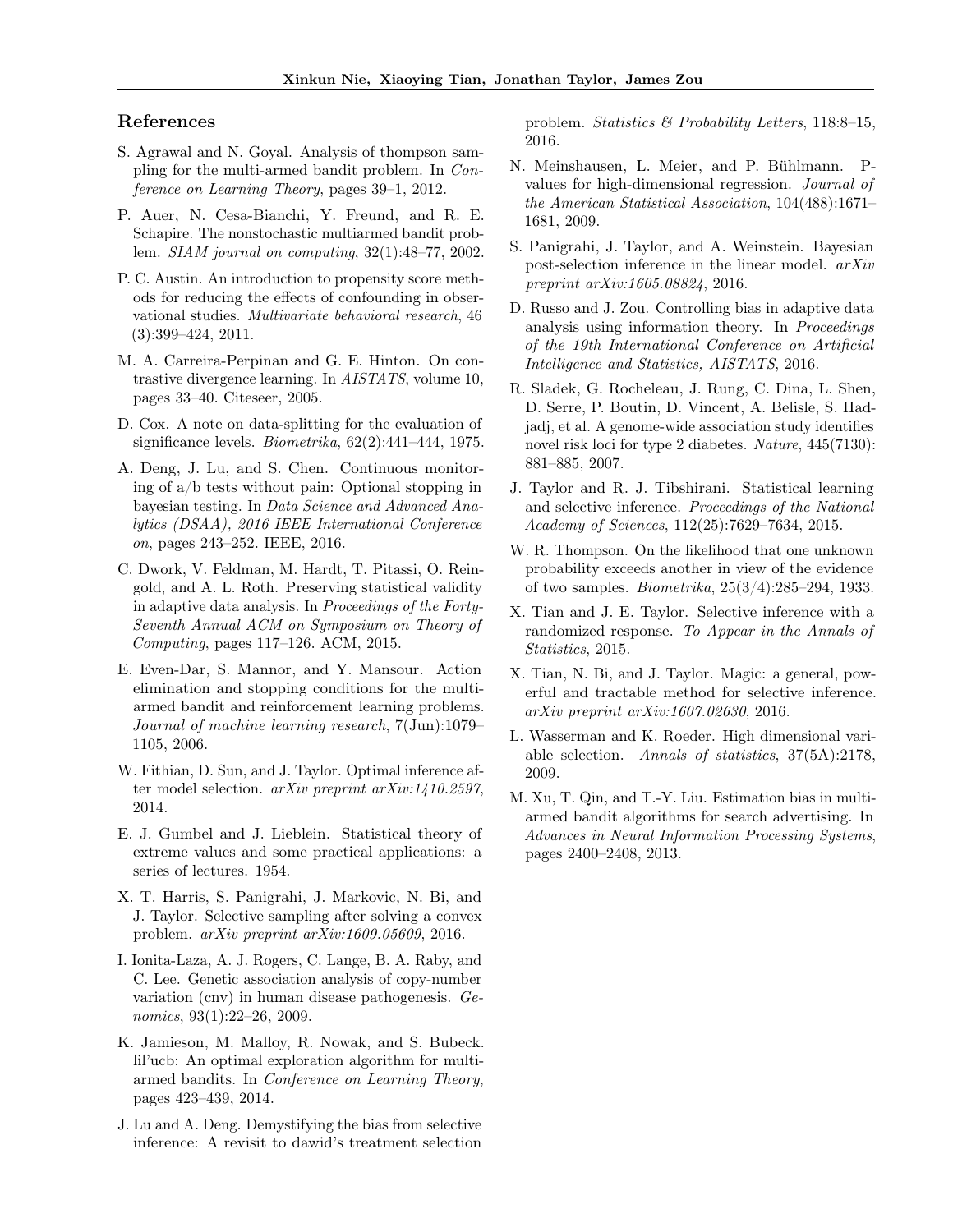## References

S. Agrawal and N. Goyal. Analysis of thompson sampling for the multi-armed bandit problem. In *Conference on Learning Theory*, pages 39–1, 2012.

P. Auer, N. Cesa-Bianchi, Y. Freund, and R. E. Schapire. The nonstochastic multiarmed bandit problem. *SIAM journal on computing*, 32(1):48–77, 2002.

P. C. Austin. An introduction to propensity score methods for reducing the effects of confounding in observational studies. *Multivariate behavioral research*, 46 (3):399–424, 2011.

M. A. Carreira-Perpinan and G. E. Hinton. On contrastive divergence learning. In *AISTATS*, volume 10, pages 33–40. Citeseer, 2005.

D. Cox. A note on data-splitting for the evaluation of significance levels. *Biometrika*, 62(2):441–444, 1975.

A. Deng, J. Lu, and S. Chen. Continuous monitoring of a/b tests without pain: Optional stopping in bayesian testing. In *Data Science and Advanced Analytics (DSAA), 2016 IEEE International Conference on*, pages 243–252. IEEE, 2016.

C. Dwork, V. Feldman, M. Hardt, T. Pitassi, O. Reingold, and A. L. Roth. Preserving statistical validity in adaptive data analysis. In *Proceedings of the Forty-Seventh Annual ACM on Symposium on Theory of Computing*, pages 117–126. ACM, 2015.

E. Even-Dar, S. Mannor, and Y. Mansour. Action elimination and stopping conditions for the multi-armed bandit and reinforcement learning problems. *Journal of machine learning research*, 7(Jun):1079–1105, 2006.

W. Fithian, D. Sun, and J. Taylor. Optimal inference after model selection. *arXiv preprint arXiv:1410.2597*, 2014.

E. J. Gumbel and J. Lieblein. Statistical theory of extreme values and some practical applications: a series of lectures. 1954.

X. T. Harris, S. Panigrahi, J. Markovic, N. Bi, and J. Taylor. Selective sampling after solving a convex problem. *arXiv preprint arXiv:1609.05609*, 2016.

I. Ionita-Laza, A. J. Rogers, C. Lange, B. A. Raby, and C. Lee. Genetic association analysis of copy-number variation (cnv) in human disease pathogenesis. *Genomics*, 93(1):22–26, 2009.

K. Jamieson, M. Malloy, R. Nowak, and S. Bubeck. lil'ucb: An optimal exploration algorithm for multi-armed bandits. In *Conference on Learning Theory*, pages 423–439, 2014.

J. Lu and A. Deng. Demystifying the bias from selective inference: A revisit to dawid's treatment selection problem. *Statistics & Probability Letters*, 118:8–15, 2016.

N. Meinshausen, L. Meier, and P. Bühlmann. P-values for high-dimensional regression. *Journal of the American Statistical Association*, 104(488):1671–1681, 2009.

S. Panigrahi, J. Taylor, and A. Weinstein. Bayesian post-selection inference in the linear model. *arXiv preprint arXiv:1605.08824*, 2016.

D. Russo and J. Zou. Controlling bias in adaptive data analysis using information theory. In *Proceedings of the 19th International Conference on Artificial Intelligence and Statistics, AISTATS*, 2016.

R. Sladek, G. Rocheleau, J. Rung, C. Dina, L. Shen, D. Serre, P. Boutin, D. Vincent, A. Belisle, S. Hadjadj, et al. A genome-wide association study identifies novel risk loci for type 2 diabetes. *Nature*, 445(7130): 881–885, 2007.

J. Taylor and R. J. Tibshirani. Statistical learning and selective inference. *Proceedings of the National Academy of Sciences*, 112(25):7629–7634, 2015.

W. R. Thompson. On the likelihood that one unknown probability exceeds another in view of the evidence of two samples. *Biometrika*, 25(3/4):285–294, 1933.

X. Tian and J. E. Taylor. Selective inference with a randomized response. *To Appear in the Annals of Statistics*, 2015.

X. Tian, N. Bi, and J. Taylor. Magic: a general, powerful and tractable method for selective inference. *arXiv preprint arXiv:1607.02630*, 2016.

L. Wasserman and K. Roeder. High dimensional variable selection. *Annals of statistics*, 37(5A):2178, 2009.

M. Xu, T. Qin, and T.-Y. Liu. Estimation bias in multi-armed bandit algorithms for search advertising. In *Advances in Neural Information Processing Systems*, pages 2400–2408, 2013.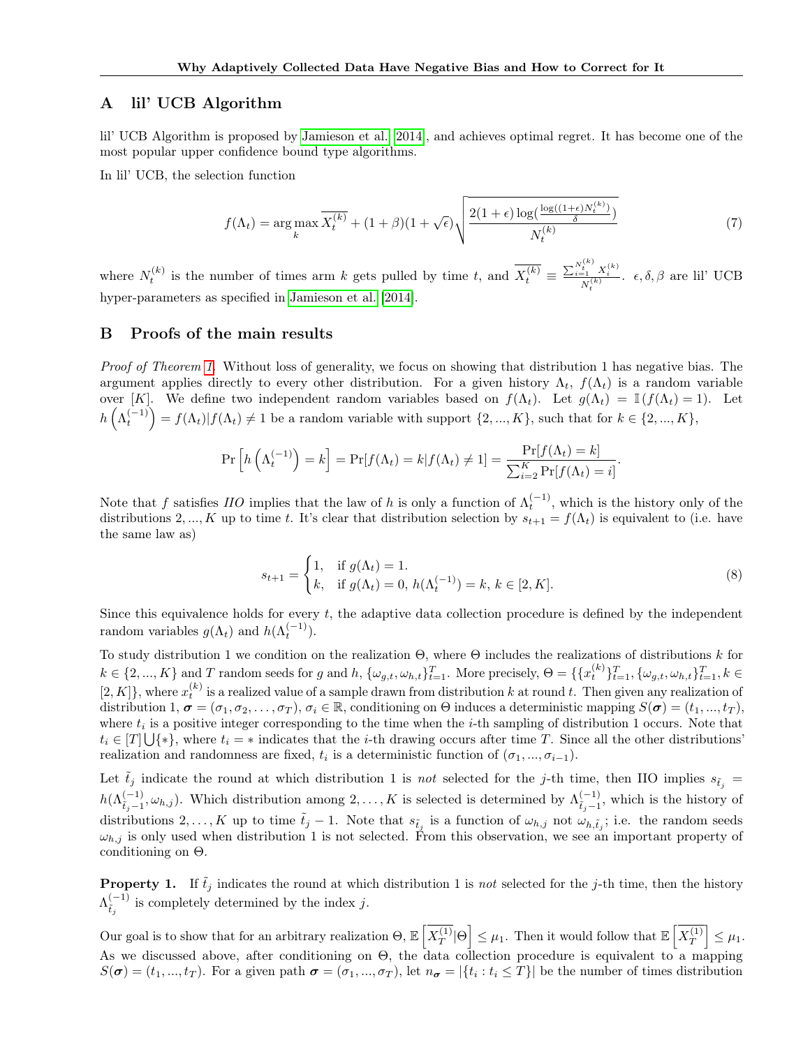## A lil' UCB Algorithm

lil' UCB Algorithm is proposed by Jamieson et al. [2014], and achieves optimal regret. It has become one of the most popular upper confidence bound type algorithms.

In lil' UCB, the selection function

$$f(\Lambda_t) = \arg\max_k \overline{X_t^{(k)}} + (1+\beta)(1+\sqrt{\epsilon})\sqrt{\frac{2(1+\epsilon)\log(\frac{\log((1+\epsilon)N_t^{(k)})}{\delta})}{N_t^{(k)}}} \tag{7}$$

where $N_t^{(k)}$ is the number of times arm $k$ gets pulled by time $t$, and $\overline{X_t^{(k)}} \equiv \frac{\sum_{i=1}^{N_t^{(k)}} X_i^{(k)}}{N_t^{(k)}}$. $\epsilon, \delta, \beta$ are lil' UCB hyper-parameters as specified in Jamieson et al. [2014].

## B Proofs of the main results

*Proof of Theorem 1.* Without loss of generality, we focus on showing that distribution 1 has negative bias. The argument applies directly to every other distribution. For a given history $\Lambda_t$, $f(\Lambda_t)$ is a random variable over $[K]$. We define two independent random variables based on $f(\Lambda_t)$. Let $g(\Lambda_t) = \mathbb{I}(f(\Lambda_t) = 1)$. Let $h\left(\Lambda_t^{(-1)}\right) = f(\Lambda_t)|f(\Lambda_t) \neq 1$ be a random variable with support $\{2, ..., K\}$, such that for $k \in \{2, ..., K\}$,

$$\Pr\left[h\left(\Lambda_t^{(-1)}\right) = k\right] = \Pr[f(\Lambda_t) = k | f(\Lambda_t) \neq 1] = \frac{\Pr[f(\Lambda_t) = k]}{\sum_{i=2}^{K} \Pr[f(\Lambda_t) = i]}.$$

Note that $f$ satisfies *IIO* implies that the law of $h$ is only a function of $\Lambda_t^{(-1)}$, which is the history only of the distributions $2, ..., K$ up to time $t$. It's clear that distribution selection by $s_{t+1} = f(\Lambda_t)$ is equivalent to (i.e. have the same law as)

$$s_{t+1} = \begin{cases} 1, & \text{if } g(\Lambda_t) = 1. \\ k, & \text{if } g(\Lambda_t) = 0,\ h(\Lambda_t^{(-1)}) = k,\ k \in [2, K]. \end{cases} \tag{8}$$

Since this equivalence holds for every $t$, the adaptive data collection procedure is defined by the independent random variables $g(\Lambda_t)$ and $h(\Lambda_t^{(-1)})$.

To study distribution 1 we condition on the realization $\Theta$, where $\Theta$ includes the realizations of distributions $k$ for $k \in \{2, ..., K\}$ and $T$ random seeds for $g$ and $h$, $\{\omega_{g,t}, \omega_{h,t}\}_{t=1}^T$. More precisely, $\Theta = \{\{x_t^{(k)}\}_{t=1}^T, \{\omega_{g,t}, \omega_{h,t}\}_{t=1}^T, k \in [2, K]\}$, where $x_t^{(k)}$ is a realized value of a sample drawn from distribution $k$ at round $t$. Then given any realization of distribution 1, $\boldsymbol{\sigma} = (\sigma_1, \sigma_2, \ldots, \sigma_T)$, $\sigma_i \in \mathbb{R}$, conditioning on $\Theta$ induces a deterministic mapping $S(\boldsymbol{\sigma}) = (t_1, ..., t_T)$, where $t_i$ is a positive integer corresponding to the time when the $i$-th sampling of distribution 1 occurs. Note that $t_i \in [T] \bigcup \{*\}$, where $t_i = *$ indicates that the $i$-th drawing occurs after time $T$. Since all the other distributions' realization and randomness are fixed, $t_i$ is a deterministic function of $(\sigma_1, ..., \sigma_{i-1})$.

Let $\tilde{t}_j$ indicate the round at which distribution 1 is *not* selected for the $j$-th time, then IIO implies $s_{\tilde{t}_j} = h(\Lambda_{\tilde{t}_j - 1}^{(-1)}, \omega_{h,j})$. Which distribution among $2, \ldots, K$ is selected is determined by $\Lambda_{\tilde{t}_j - 1}^{(-1)}$, which is the history of distributions $2, \ldots, K$ up to time $\tilde{t}_j - 1$. Note that $s_{\tilde{t}_j}$ is a function of $\omega_{h,j}$ not $\omega_{h,\tilde{t}_j}$; i.e. the random seeds $\omega_{h,j}$ is only used when distribution 1 is not selected. From this observation, we see an important property of conditioning on $\Theta$.

**Property 1.** If $\tilde{t}_j$ indicates the round at which distribution 1 is *not* selected for the $j$-th time, then the history $\Lambda_{\tilde{t}_j}^{(-1)}$ is completely determined by the index $j$.

Our goal is to show that for an arbitrary realization $\Theta$, $\mathbb{E}\left[\overline{X_T^{(1)}}|\Theta\right] \leq \mu_1$. Then it would follow that $\mathbb{E}\left[\overline{X_T^{(1)}}\right] \leq \mu_1$. As we discussed above, after conditioning on $\Theta$, the data collection procedure is equivalent to a mapping $S(\boldsymbol{\sigma}) = (t_1, ..., t_T)$. For a given path $\boldsymbol{\sigma} = (\sigma_1, ..., \sigma_T)$, let $n_{\boldsymbol{\sigma}} = |\{t_i : t_i \leq T\}|$ be the number of times distribution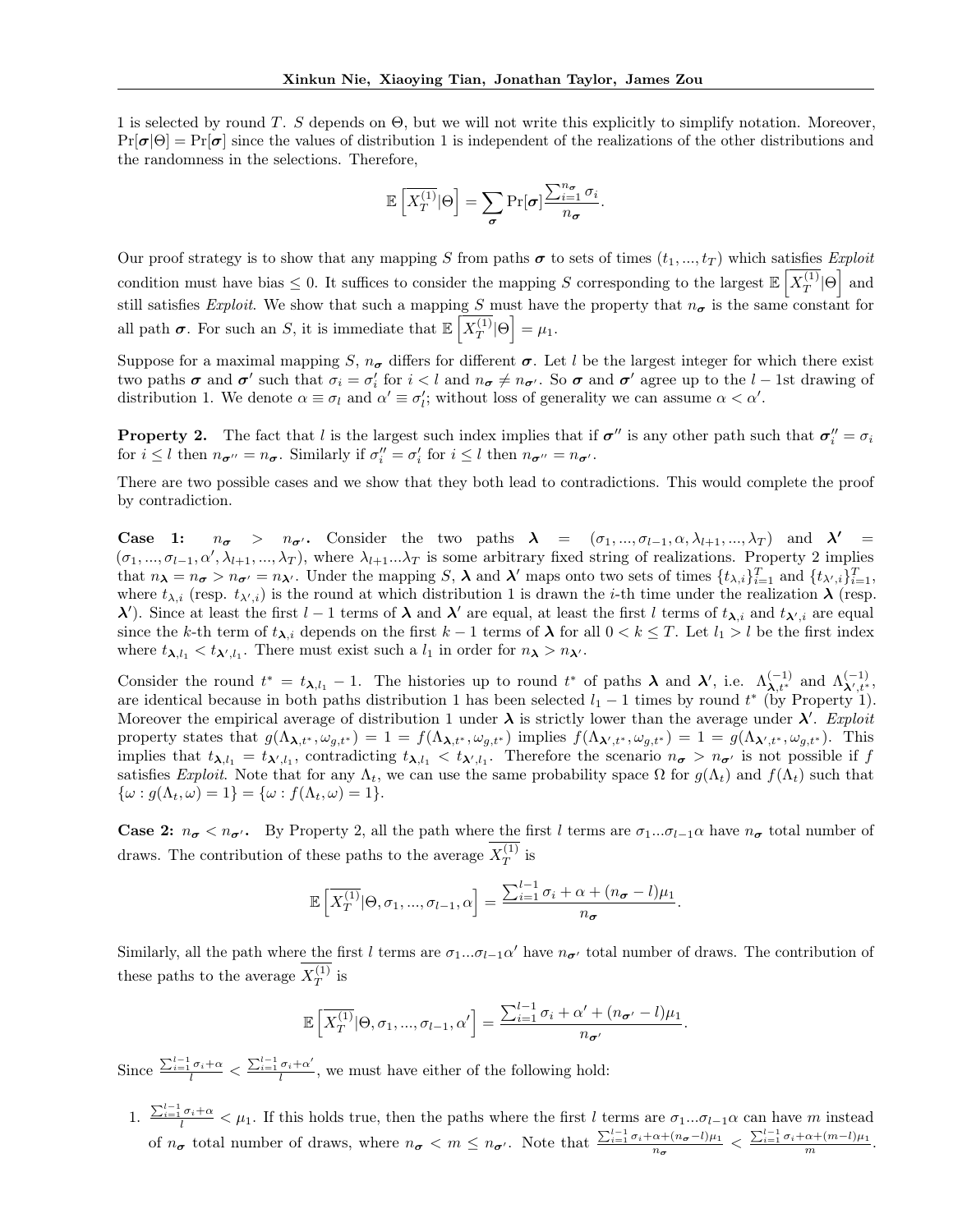1 is selected by round $T$. $S$ depends on $\Theta$, but we will not write this explicitly to simplify notation. Moreover, $\Pr[\boldsymbol{\sigma}|\Theta] = \Pr[\boldsymbol{\sigma}]$ since the values of distribution 1 is independent of the realizations of the other distributions and the randomness in the selections. Therefore,

$$\mathbb{E}\left[\overline{X_T^{(1)}}|\Theta\right] = \sum_{\boldsymbol{\sigma}} \Pr[\boldsymbol{\sigma}] \frac{\sum_{i=1}^{n_{\boldsymbol{\sigma}}} \sigma_i}{n_{\boldsymbol{\sigma}}}.$$

Our proof strategy is to show that any mapping $S$ from paths $\boldsymbol{\sigma}$ to sets of times $(t_1, ..., t_T)$ which satisfies *Exploit* condition must have bias $\leq 0$. It suffices to consider the mapping $S$ corresponding to the largest $\mathbb{E}\left[\overline{X_T^{(1)}}|\Theta\right]$ and still satisfies *Exploit*. We show that such a mapping $S$ must have the property that $n_{\boldsymbol{\sigma}}$ is the same constant for all path $\boldsymbol{\sigma}$. For such an $S$, it is immediate that $\mathbb{E}\left[\overline{X_T^{(1)}}|\Theta\right] = \mu_1$.

Suppose for a maximal mapping $S$, $n_{\boldsymbol{\sigma}}$ differs for different $\boldsymbol{\sigma}$. Let $l$ be the largest integer for which there exist two paths $\boldsymbol{\sigma}$ and $\boldsymbol{\sigma}'$ such that $\sigma_i = \sigma_i'$ for $i < l$ and $n_{\boldsymbol{\sigma}} \neq n_{\boldsymbol{\sigma}'}$. So $\boldsymbol{\sigma}$ and $\boldsymbol{\sigma}'$ agree up to the $l-1$st drawing of distribution 1. We denote $\alpha \equiv \sigma_l$ and $\alpha' \equiv \sigma_l'$; without loss of generality we can assume $\alpha < \alpha'$.

**Property 2.** The fact that $l$ is the largest such index implies that if $\boldsymbol{\sigma}''$ is any other path such that $\boldsymbol{\sigma}_i'' = \sigma_i$ for $i \leq l$ then $n_{\boldsymbol{\sigma}''} = n_{\boldsymbol{\sigma}}$. Similarly if $\sigma_i'' = \sigma_i'$ for $i \leq l$ then $n_{\boldsymbol{\sigma}''} = n_{\boldsymbol{\sigma}'}$.

There are two possible cases and we show that they both lead to contradictions. This would complete the proof by contradiction.

**Case 1: $n_{\boldsymbol{\sigma}} > n_{\boldsymbol{\sigma}'}$.** Consider the two paths $\boldsymbol{\lambda} = (\sigma_1, ..., \sigma_{l-1}, \alpha, \lambda_{l+1}, ..., \lambda_T)$ and $\boldsymbol{\lambda}' = (\sigma_1, ..., \sigma_{l-1}, \alpha', \lambda_{l+1}, ..., \lambda_T)$, where $\lambda_{l+1}...\lambda_T$ is some arbitrary fixed string of realizations. Property 2 implies that $n_{\boldsymbol{\lambda}} = n_{\boldsymbol{\sigma}} > n_{\boldsymbol{\sigma}'} = n_{\boldsymbol{\lambda}'}$. Under the mapping $S$, $\boldsymbol{\lambda}$ and $\boldsymbol{\lambda}'$ maps onto two sets of times $\{t_{\lambda,i}\}_{i=1}^T$ and $\{t_{\lambda',i}\}_{i=1}^T$, where $t_{\lambda,i}$ (resp. $t_{\lambda',i}$) is the round at which distribution 1 is drawn the $i$-th time under the realization $\boldsymbol{\lambda}$ (resp. $\boldsymbol{\lambda}'$). Since at least the first $l-1$ terms of $\boldsymbol{\lambda}$ and $\boldsymbol{\lambda}'$ are equal, at least the first $l$ terms of $t_{\boldsymbol{\lambda},i}$ and $t_{\boldsymbol{\lambda}',i}$ are equal since the $k$-th term of $t_{\boldsymbol{\lambda},i}$ depends on the first $k-1$ terms of $\boldsymbol{\lambda}$ for all $0 < k \leq T$. Let $l_1 > l$ be the first index where $t_{\boldsymbol{\lambda},l_1} < t_{\boldsymbol{\lambda}',l_1}$. There must exist such a $l_1$ in order for $n_{\boldsymbol{\lambda}} > n_{\boldsymbol{\lambda}'}$.

Consider the round $t^* = t_{\boldsymbol{\lambda},l_1} - 1$. The histories up to round $t^*$ of paths $\boldsymbol{\lambda}$ and $\boldsymbol{\lambda}'$, i.e. $\Lambda_{\boldsymbol{\lambda},t^*}^{(-1)}$ and $\Lambda_{\boldsymbol{\lambda}',t^*}^{(-1)}$, are identical because in both paths distribution 1 has been selected $l_1 - 1$ times by round $t^*$ (by Property 1). Moreover the empirical average of distribution 1 under $\boldsymbol{\lambda}$ is strictly lower than the average under $\boldsymbol{\lambda}'$. *Exploit* property states that $g(\Lambda_{\boldsymbol{\lambda},t^*}, \omega_{g,t^*}) = 1 = f(\Lambda_{\boldsymbol{\lambda},t^*}, \omega_{g,t^*})$ implies $f(\Lambda_{\boldsymbol{\lambda}',t^*}, \omega_{g,t^*}) = 1 = g(\Lambda_{\boldsymbol{\lambda}',t^*}, \omega_{g,t^*})$. This implies that $t_{\boldsymbol{\lambda},l_1} = t_{\boldsymbol{\lambda}',l_1}$, contradicting $t_{\boldsymbol{\lambda},l_1} < t_{\boldsymbol{\lambda}',l_1}$. Therefore the scenario $n_{\boldsymbol{\sigma}} > n_{\boldsymbol{\sigma}'}$ is not possible if $f$ satisfies *Exploit*. Note that for any $\Lambda_t$, we can use the same probability space $\Omega$ for $g(\Lambda_t)$ and $f(\Lambda_t)$ such that $\{\omega : g(\Lambda_t, \omega) = 1\} = \{\omega : f(\Lambda_t, \omega) = 1\}$.

**Case 2: $n_{\boldsymbol{\sigma}} < n_{\boldsymbol{\sigma}'}$.** By Property 2, all the path where the first $l$ terms are $\sigma_1...\sigma_{l-1}\alpha$ have $n_{\boldsymbol{\sigma}}$ total number of draws. The contribution of these paths to the average $\overline{X_T^{(1)}}$ is

$$\mathbb{E}\left[\overline{X_T^{(1)}}|\Theta, \sigma_1, ..., \sigma_{l-1}, \alpha\right] = \frac{\sum_{i=1}^{l-1} \sigma_i + \alpha + (n_{\boldsymbol{\sigma}} - l)\mu_1}{n_{\boldsymbol{\sigma}}}.$$

Similarly, all the path where the first $l$ terms are $\sigma_1...\sigma_{l-1}\alpha'$ have $n_{\boldsymbol{\sigma}'}$ total number of draws. The contribution of these paths to the average $\overline{X_T^{(1)}}$ is

$$\mathbb{E}\left[\overline{X_T^{(1)}}|\Theta, \sigma_1, ..., \sigma_{l-1}, \alpha'\right] = \frac{\sum_{i=1}^{l-1} \sigma_i + \alpha' + (n_{\boldsymbol{\sigma}'} - l)\mu_1}{n_{\boldsymbol{\sigma}'}}.$$

Since $\frac{\sum_{i=1}^{l-1} \sigma_i + \alpha}{l} < \frac{\sum_{i=1}^{l-1} \sigma_i + \alpha'}{l}$, we must have either of the following hold:

1. $\frac{\sum_{i=1}^{l-1} \sigma_i + \alpha}{l} < \mu_1$. If this holds true, then the paths where the first $l$ terms are $\sigma_1...\sigma_{l-1}\alpha$ can have $m$ instead of $n_{\boldsymbol{\sigma}}$ total number of draws, where $n_{\boldsymbol{\sigma}} < m \leq n_{\boldsymbol{\sigma}'}$. Note that $\frac{\sum_{i=1}^{l-1} \sigma_i + \alpha + (n_{\boldsymbol{\sigma}} - l)\mu_1}{n_{\boldsymbol{\sigma}}} < \frac{\sum_{i=1}^{l-1} \sigma_i + \alpha + (m-l)\mu_1}{m}$.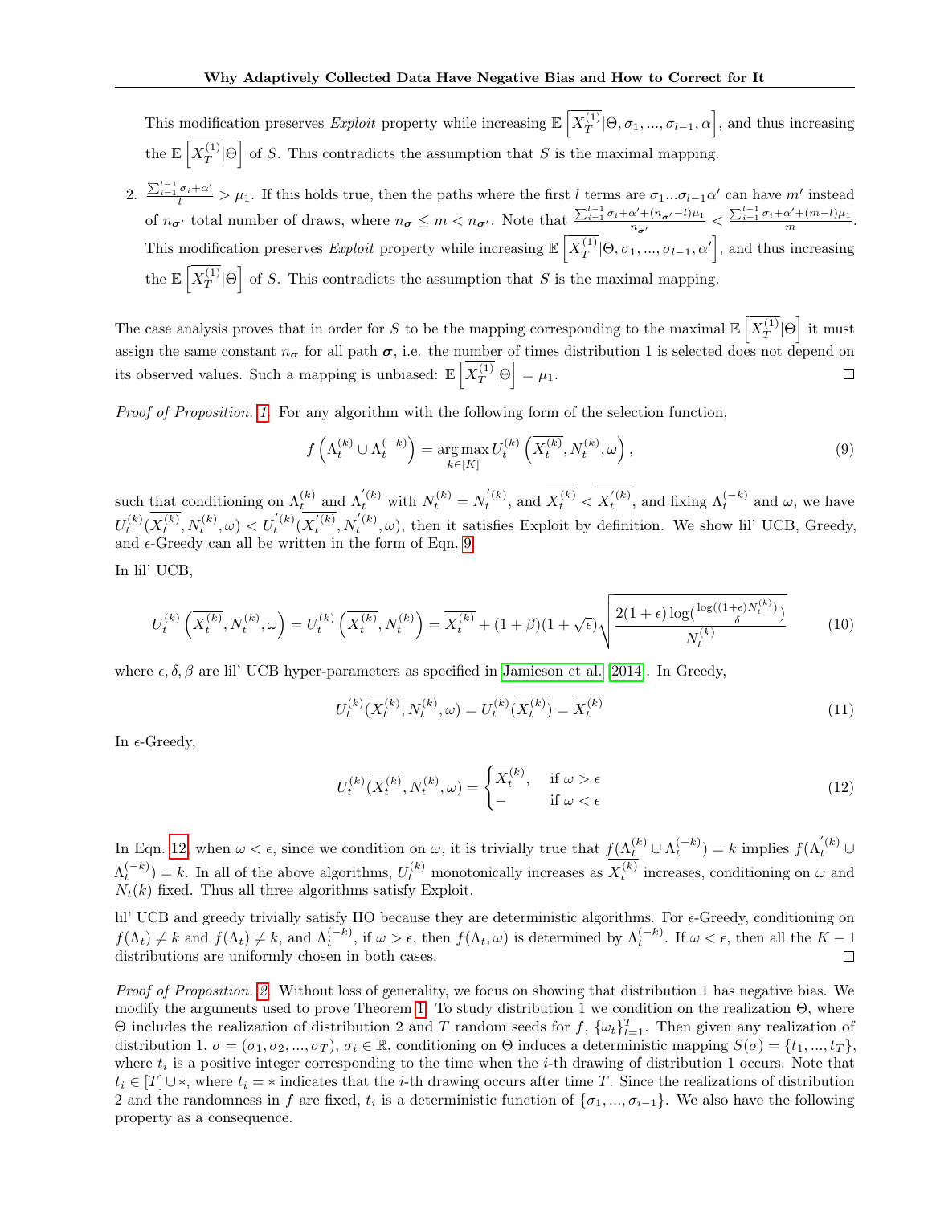This modification preserves *Exploit* property while increasing $\mathbb{E}\left[\overline{X_T^{(1)}}|\Theta,\sigma_1,...,\sigma_{l-1},\alpha\right]$, and thus increasing the $\mathbb{E}\left[\overline{X_T^{(1)}}|\Theta\right]$ of $S$. This contradicts the assumption that $S$ is the maximal mapping.

2. $\frac{\sum_{i=1}^{l-1}\sigma_i+\alpha'}{l} > \mu_1$. If this holds true, then the paths where the first $l$ terms are $\sigma_1...\sigma_{l-1}\alpha'$ can have $m'$ instead of $n_{\boldsymbol{\sigma}'}$ total number of draws, where $n_{\boldsymbol{\sigma}} \leq m < n_{\boldsymbol{\sigma}'}$. Note that $\frac{\sum_{i=1}^{l-1}\sigma_i+\alpha'+(n_{\boldsymbol{\sigma}'}-l)\mu_1}{n_{\boldsymbol{\sigma}'}} < \frac{\sum_{i=1}^{l-1}\sigma_i+\alpha'+(m-l)\mu_1}{m}$. This modification preserves *Exploit* property while increasing $\mathbb{E}\left[\overline{X_T^{(1)}}|\Theta,\sigma_1,...,\sigma_{l-1},\alpha'\right]$, and thus increasing the $\mathbb{E}\left[\overline{X_T^{(1)}}|\Theta\right]$ of $S$. This contradicts the assumption that $S$ is the maximal mapping.

The case analysis proves that in order for $S$ to be the mapping corresponding to the maximal $\mathbb{E}\left[\overline{X_T^{(1)}}|\Theta\right]$ it must assign the same constant $n_{\boldsymbol{\sigma}}$ for all path $\boldsymbol{\sigma}$, i.e. the number of times distribution 1 is selected does not depend on its observed values. Such a mapping is unbiased: $\mathbb{E}\left[\overline{X_T^{(1)}}|\Theta\right] = \mu_1$. □

*Proof of Proposition. 1.* For any algorithm with the following form of the selection function,

$$f\left(\Lambda_t^{(k)} \cup \Lambda_t^{(-k)}\right) = \underset{k\in[K]}{\arg\max}\, U_t^{(k)}\left(\overline{X_t^{(k)}}, N_t^{(k)}, \omega\right), \tag{9}$$

such that conditioning on $\Lambda_t^{(k)}$ and $\Lambda_t^{'(k)}$ with $N_t^{(k)} = N_t^{'(k)}$, and $\overline{X_t^{(k)}} < \overline{X_t^{'(k)}}$, and fixing $\Lambda_t^{(-k)}$ and $\omega$, we have $U_t^{(k)}(\overline{X_t^{(k)}}, N_t^{(k)}, \omega) < U_t^{'(k)}(\overline{X_t^{'(k)}}, N_t^{'(k)}, \omega)$, then it satisfies Exploit by definition. We show lil' UCB, Greedy, and $\epsilon$-Greedy can all be written in the form of Eqn. 9.

In lil' UCB,

$$U_t^{(k)}\left(\overline{X_t^{(k)}}, N_t^{(k)}, \omega\right) = U_t^{(k)}\left(\overline{X_t^{(k)}}, N_t^{(k)}\right) = \overline{X_t^{(k)}} + (1+\beta)(1+\sqrt{\epsilon})\sqrt{\frac{2(1+\epsilon)\log(\frac{\log((1+\epsilon)N_t^{(k)})}{\delta})}{N_t^{(k)}}} \tag{10}$$

where $\epsilon, \delta, \beta$ are lil' UCB hyper-parameters as specified in Jamieson et al. [2014]. In Greedy,

$$U_t^{(k)}(\overline{X_t^{(k)}}, N_t^{(k)}, \omega) = U_t^{(k)}(\overline{X_t^{(k)}}) = \overline{X_t^{(k)}} \tag{11}$$

In $\epsilon$-Greedy,

$$U_t^{(k)}(\overline{X_t^{(k)}}, N_t^{(k)}, \omega) = \begin{cases} \overline{X_t^{(k)}}, & \text{if } \omega > \epsilon \\ - & \text{if } \omega < \epsilon \end{cases} \tag{12}$$

In Eqn. 12, when $\omega < \epsilon$, since we condition on $\omega$, it is trivially true that $f(\Lambda_t^{(k)} \cup \Lambda_t^{(-k)}) = k$ implies $f(\Lambda_t^{'(k)} \cup \Lambda_t^{(-k)}) = k$. In all of the above algorithms, $U_t^{(k)}$ monotonically increases as $\overline{X_t^{(k)}}$ increases, conditioning on $\omega$ and $N_t(k)$ fixed. Thus all three algorithms satisfy Exploit.

lil' UCB and greedy trivially satisfy IIO because they are deterministic algorithms. For $\epsilon$-Greedy, conditioning on $f(\Lambda_t) \neq k$ and $f(\Lambda_t) \neq k$, and $\Lambda_t^{(-k)}$, if $\omega > \epsilon$, then $f(\Lambda_t, \omega)$ is determined by $\Lambda_t^{(-k)}$. If $\omega < \epsilon$, then all the $K-1$ distributions are uniformly chosen in both cases. □

*Proof of Proposition. 2.* Without loss of generality, we focus on showing that distribution 1 has negative bias. We modify the arguments used to prove Theorem 1. To study distribution 1 we condition on the realization $\Theta$, where $\Theta$ includes the realization of distribution 2 and $T$ random seeds for $f$, $\{\omega_t\}_{t=1}^T$. Then given any realization of distribution 1, $\sigma = (\sigma_1, \sigma_2, ..., \sigma_T)$, $\sigma_i \in \mathbb{R}$, conditioning on $\Theta$ induces a deterministic mapping $S(\sigma) = \{t_1, ..., t_T\}$, where $t_i$ is a positive integer corresponding to the time when the $i$-th drawing of distribution 1 occurs. Note that $t_i \in [T] \cup *$, where $t_i = *$ indicates that the $i$-th drawing occurs after time $T$. Since the realizations of distribution 2 and the randomness in $f$ are fixed, $t_i$ is a deterministic function of $\{\sigma_1, ..., \sigma_{i-1}\}$. We also have the following property as a consequence.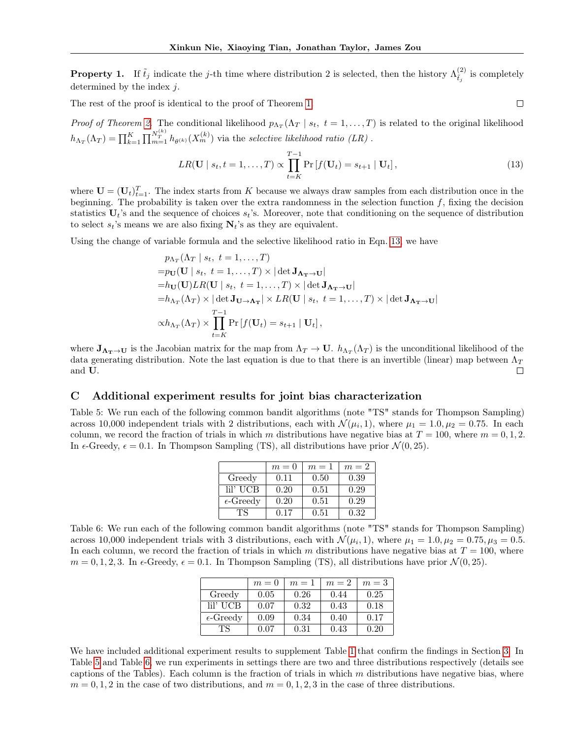**Property 1.** If $\tilde{t}_j$ indicate the $j$-th time where distribution 2 is selected, then the history $\Lambda^{(2)}_{\tilde{t}_j}$ is completely determined by the index $j$.

The rest of the proof is identical to the proof of Theorem 1. ☐

*Proof of Theorem 2.* The conditional likelihood $p_{\Lambda_T}(\Lambda_T \mid s_t,\ t = 1, \ldots, T)$ is related to the original likelihood $h_{\Lambda_T}(\Lambda_T) = \prod_{k=1}^{K} \prod_{m=1}^{N_T^{(k)}} h_{\theta^{(k)}}(X_m^{(k)})$ via the *selective likelihood ratio (LR)* .

$$LR(\mathbf{U} \mid s_t, t = 1, \ldots, T) \propto \prod_{t=K}^{T-1} \Pr\left[f(\mathbf{U}_t) = s_{t+1} \mid \mathbf{U}_t\right], \tag{13}$$

where $\mathbf{U} = (\mathbf{U}_t)_{t=1}^{T}$. The index starts from $K$ because we always draw samples from each distribution once in the beginning. The probability is taken over the extra randomness in the selection function $f$, fixing the decision statistics $\mathbf{U}_t$'s and the sequence of choices $s_t$'s. Moreover, note that conditioning on the sequence of distribution to select $s_t$'s means we are also fixing $\mathbf{N}_t$'s as they are equivalent.

Using the change of variable formula and the selective likelihood ratio in Eqn. 13, we have

$$\begin{aligned}
&p_{\Lambda_T}(\Lambda_T \mid s_t,\ t = 1, \ldots, T) \\
=&p_{\mathbf{U}}(\mathbf{U} \mid s_t,\ t = 1, \ldots, T) \times |\det \mathbf{J}_{\mathbf{\Lambda_T} \to \mathbf{U}}| \\
=&h_{\mathbf{U}}(\mathbf{U}) LR(\mathbf{U} \mid s_t,\ t = 1, \ldots, T) \times |\det \mathbf{J}_{\mathbf{\Lambda_T} \to \mathbf{U}}| \\
=&h_{\Lambda_T}(\Lambda_T) \times |\det \mathbf{J}_{\mathbf{U} \to \mathbf{\Lambda_T}}| \times LR(\mathbf{U} \mid s_t,\ t = 1, \ldots, T) \times |\det \mathbf{J}_{\mathbf{\Lambda_T} \to \mathbf{U}}| \\
\propto& h_{\Lambda_T}(\Lambda_T) \times \prod_{t=K}^{T-1} \Pr\left[f(\mathbf{U}_t) = s_{t+1} \mid \mathbf{U}_t\right],
\end{aligned}$$

where $\mathbf{J}_{\mathbf{\Lambda_T} \to \mathbf{U}}$ is the Jacobian matrix for the map from $\Lambda_T \to \mathbf{U}$. $h_{\Lambda_T}(\Lambda_T)$ is the unconditional likelihood of the data generating distribution. Note the last equation is due to that there is an invertible (linear) map between $\Lambda_T$ and $\mathbf{U}$. ☐

## C Additional experiment results for joint bias characterization

Table 5: We run each of the following common bandit algorithms (note "TS" stands for Thompson Sampling) across 10,000 independent trials with 2 distributions, each with $\mathcal{N}(\mu_i, 1)$, where $\mu_1 = 1.0, \mu_2 = 0.75$. In each column, we record the fraction of trials in which $m$ distributions have negative bias at $T = 100$, where $m = 0, 1, 2$. In $\epsilon$-Greedy, $\epsilon = 0.1$. In Thompson Sampling (TS), all distributions have prior $\mathcal{N}(0, 25)$.

| | $m=0$ | $m=1$ | $m=2$ |
|---|---|---|---|
| Greedy | 0.11 | 0.50 | 0.39 |
| lil' UCB | 0.20 | 0.51 | 0.29 |
| $\epsilon$-Greedy | 0.20 | 0.51 | 0.29 |
| TS | 0.17 | 0.51 | 0.32 |

Table 6: We run each of the following common bandit algorithms (note "TS" stands for Thompson Sampling) across 10,000 independent trials with 3 distributions, each with $\mathcal{N}(\mu_i, 1)$, where $\mu_1 = 1.0, \mu_2 = 0.75, \mu_3 = 0.5$. In each column, we record the fraction of trials in which $m$ distributions have negative bias at $T = 100$, where $m = 0, 1, 2, 3$. In $\epsilon$-Greedy, $\epsilon = 0.1$. In Thompson Sampling (TS), all distributions have prior $\mathcal{N}(0, 25)$.

| | $m=0$ | $m=1$ | $m=2$ | $m=3$ |
|---|---|---|---|---|
| Greedy | 0.05 | 0.26 | 0.44 | 0.25 |
| lil' UCB | 0.07 | 0.32 | 0.43 | 0.18 |
| $\epsilon$-Greedy | 0.09 | 0.34 | 0.40 | 0.17 |
| TS | 0.07 | 0.31 | 0.43 | 0.20 |

We have included additional experiment results to supplement Table 1 that confirm the findings in Section 3. In Table 5 and Table 6, we run experiments in settings there are two and three distributions respectively (details see captions of the Tables). Each column is the fraction of trials in which $m$ distributions have negative bias, where $m = 0, 1, 2$ in the case of two distributions, and $m = 0, 1, 2, 3$ in the case of three distributions.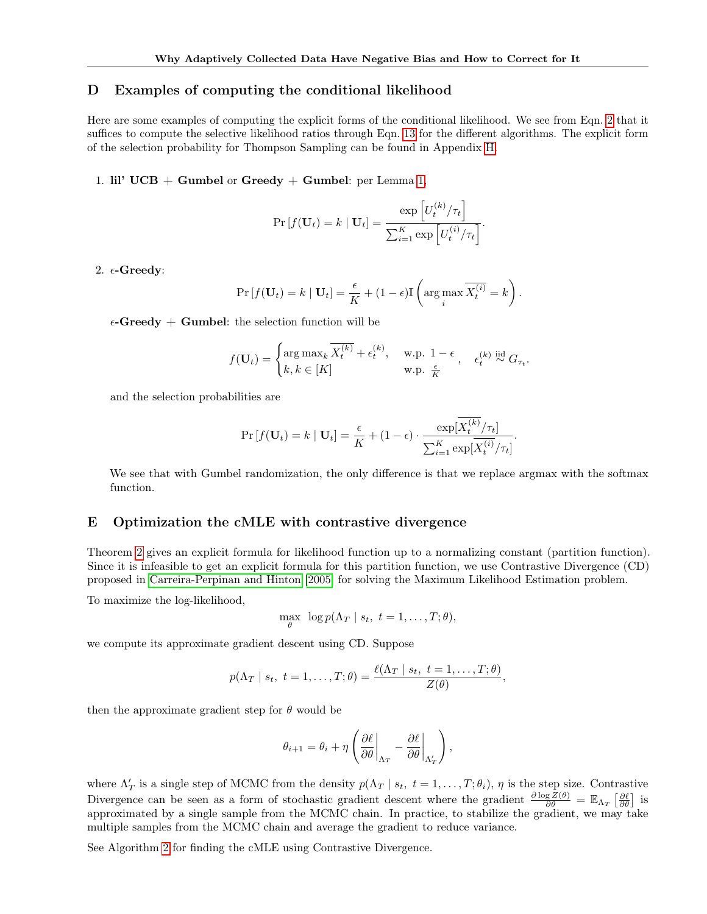## D Examples of computing the conditional likelihood

Here are some examples of computing the explicit forms of the conditional likelihood. We see from Eqn. 2 that it suffices to compute the selective likelihood ratios through Eqn. 13 for the different algorithms. The explicit form of the selection probability for Thompson Sampling can be found in Appendix H.

1. **lil' UCB + Gumbel** or **Greedy + Gumbel**: per Lemma 1,

$$\Pr\left[f(\mathbf{U}_t) = k \mid \mathbf{U}_t\right] = \frac{\exp\left[U_t^{(k)}/\tau_t\right]}{\sum_{i=1}^K \exp\left[U_t^{(i)}/\tau_t\right]}.$$

2. **$\epsilon$-Greedy**:

$$\Pr\left[f(\mathbf{U}_t) = k \mid \mathbf{U}_t\right] = \frac{\epsilon}{K} + (1-\epsilon)\mathbb{I}\left(\arg\max_i \overline{X_t^{(i)}} = k\right).$$

**$\epsilon$-Greedy + Gumbel**: the selection function will be

$$f(\mathbf{U}_t) = \begin{cases} \arg\max_k \overline{X_t^{(k)}} + \epsilon_t^{(k)}, & \text{w.p. } 1-\epsilon \\ k, k \in [K] & \text{w.p. } \frac{\epsilon}{K} \end{cases}, \quad \epsilon_t^{(k)} \overset{\text{iid}}{\sim} G_{\tau_t}.$$

and the selection probabilities are

$$\Pr\left[f(\mathbf{U}_t) = k \mid \mathbf{U}_t\right] = \frac{\epsilon}{K} + (1-\epsilon) \cdot \frac{\exp[\overline{X_t^{(k)}}/\tau_t]}{\sum_{i=1}^K \exp[\overline{X_t^{(i)}}/\tau_t]}.$$

We see that with Gumbel randomization, the only difference is that we replace argmax with the softmax function.

## E Optimization the cMLE with contrastive divergence

Theorem 2 gives an explicit formula for likelihood function up to a normalizing constant (partition function). Since it is infeasible to get an explicit formula for this partition function, we use Contrastive Divergence (CD) proposed in Carreira-Perpinan and Hinton [2005] for solving the Maximum Likelihood Estimation problem.

To maximize the log-likelihood,

$$\max_\theta \ \log p(\Lambda_T \mid s_t,\ t = 1, \ldots, T; \theta),$$

we compute its approximate gradient descent using CD. Suppose

$$p(\Lambda_T \mid s_t,\ t = 1, \ldots, T; \theta) = \frac{\ell(\Lambda_T \mid s_t,\ t = 1, \ldots, T; \theta)}{Z(\theta)},$$

then the approximate gradient step for $\theta$ would be

$$\theta_{i+1} = \theta_i + \eta\left(\left.\frac{\partial \ell}{\partial \theta}\right|_{\Lambda_T} - \left.\frac{\partial \ell}{\partial \theta}\right|_{\Lambda_T'}\right),$$

where $\Lambda_T'$ is a single step of MCMC from the density $p(\Lambda_T \mid s_t,\ t = 1, \ldots, T; \theta_i)$, $\eta$ is the step size. Contrastive Divergence can be seen as a form of stochastic gradient descent where the gradient $\frac{\partial \log Z(\theta)}{\partial \theta} = \mathbb{E}_{\Lambda_T}\left[\frac{\partial \ell}{\partial \theta}\right]$ is approximated by a single sample from the MCMC chain. In practice, to stabilize the gradient, we may take multiple samples from the MCMC chain and average the gradient to reduce variance.

See Algorithm 2 for finding the cMLE using Contrastive Divergence.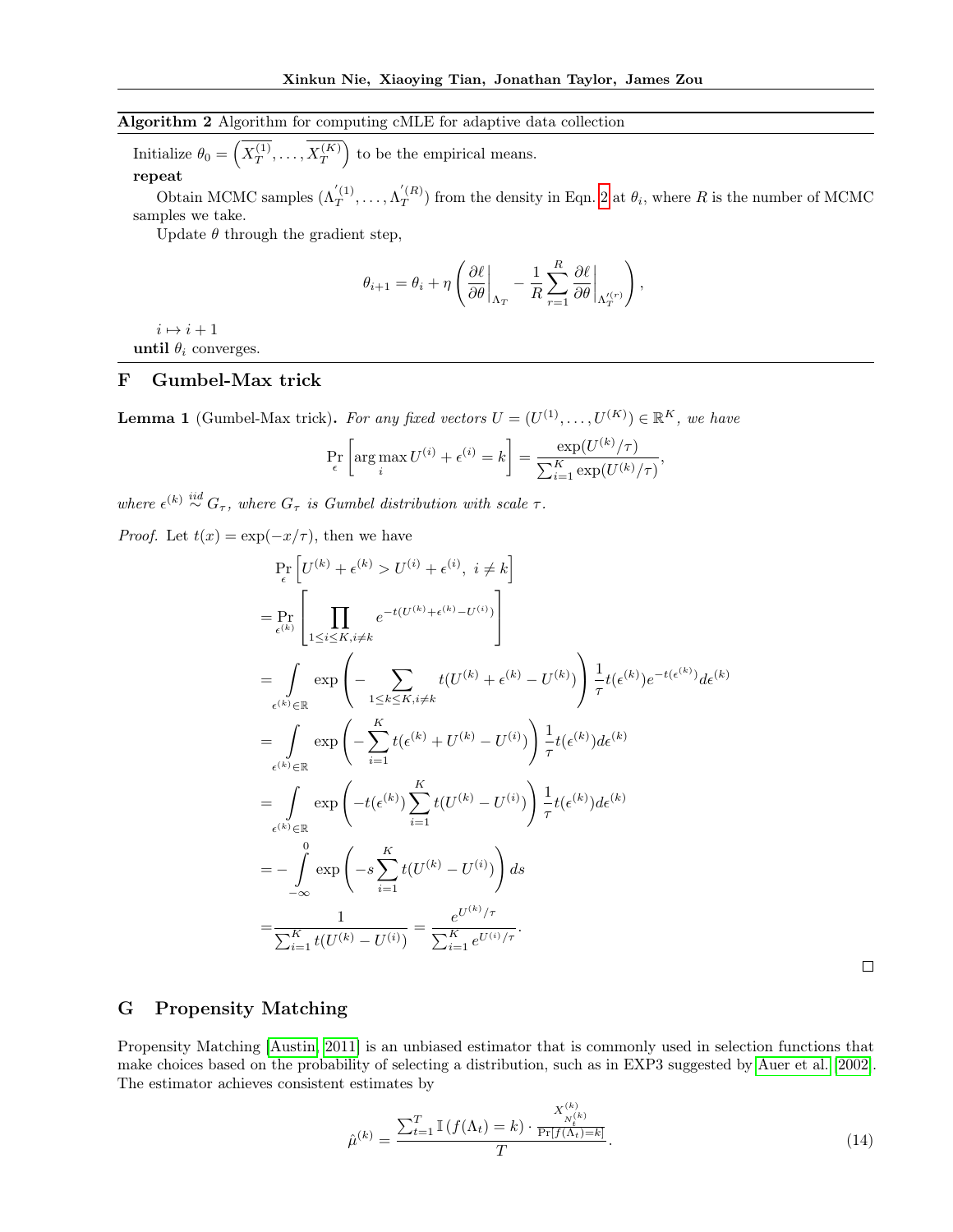**Algorithm 2** Algorithm for computing cMLE for adaptive data collection

Initialize $\theta_0 = \left(\overline{X_T^{(1)}}, \ldots, \overline{X_T^{(K)}}\right)$ to be the empirical means.

**repeat**

Obtain MCMC samples $(\Lambda_T^{'(1)}, \ldots, \Lambda_T^{'(R)})$ from the density in Eqn. 2 at $\theta_i$, where $R$ is the number of MCMC samples we take.

Update $\theta$ through the gradient step,

$$\theta_{i+1} = \theta_i + \eta \left( \frac{\partial \ell}{\partial \theta}\bigg|_{\Lambda_T} - \frac{1}{R} \sum_{r=1}^{R} \frac{\partial \ell}{\partial \theta}\bigg|_{\Lambda_T^{'(r)}} \right),$$

$i \mapsto i+1$

**until** $\theta_i$ converges.

## F Gumbel-Max trick

**Lemma 1** (Gumbel-Max trick). *For any fixed vectors $U = (U^{(1)}, \ldots, U^{(K)}) \in \mathbb{R}^K$, we have*

$$\Pr_{\epsilon}\left[\arg\max_i U^{(i)} + \epsilon^{(i)} = k\right] = \frac{\exp(U^{(k)}/\tau)}{\sum_{i=1}^{K} \exp(U^{(k)}/\tau)},$$

*where $\epsilon^{(k)} \overset{iid}{\sim} G_\tau$, where $G_\tau$ is Gumbel distribution with scale $\tau$.*

*Proof.* Let $t(x) = \exp(-x/\tau)$, then we have

$$\begin{aligned}
&\Pr_{\epsilon}\left[U^{(k)} + \epsilon^{(k)} > U^{(i)} + \epsilon^{(i)},\ i \neq k\right] \\
=&\Pr_{\epsilon^{(k)}}\left[\prod_{1 \leq i \leq K, i \neq k} e^{-t(U^{(k)} + \epsilon^{(k)} - U^{(i)})}\right] \\
=&\int_{\epsilon^{(k)} \in \mathbb{R}} \exp\left(-\sum_{1 \leq k \leq K, i \neq k} t(U^{(k)} + \epsilon^{(k)} - U^{(k)})\right) \frac{1}{\tau} t(\epsilon^{(k)}) e^{-t(\epsilon^{(k)})} d\epsilon^{(k)} \\
=&\int_{\epsilon^{(k)} \in \mathbb{R}} \exp\left(-\sum_{i=1}^{K} t(\epsilon^{(k)} + U^{(k)} - U^{(i)})\right) \frac{1}{\tau} t(\epsilon^{(k)}) d\epsilon^{(k)} \\
=&\int_{\epsilon^{(k)} \in \mathbb{R}} \exp\left(-t(\epsilon^{(k)}) \sum_{i=1}^{K} t(U^{(k)} - U^{(i)})\right) \frac{1}{\tau} t(\epsilon^{(k)}) d\epsilon^{(k)} \\
=&-\int_{-\infty}^{0} \exp\left(-s \sum_{i=1}^{K} t(U^{(k)} - U^{(i)})\right) ds \\
=&\frac{1}{\sum_{i=1}^{K} t(U^{(k)} - U^{(i)})} = \frac{e^{U^{(k)}/\tau}}{\sum_{i=1}^{K} e^{U^{(i)}/\tau}}.
\end{aligned}$$

□

## G Propensity Matching

Propensity Matching [Austin, 2011] is an unbiased estimator that is commonly used in selection functions that make choices based on the probability of selecting a distribution, such as in EXP3 suggested by Auer et al. [2002]. The estimator achieves consistent estimates by

$$\hat{\mu}^{(k)} = \frac{\sum_{t=1}^{T} \mathbb{I}\left(f(\Lambda_t) = k\right) \cdot \frac{X^{(k)}_{N_t^{(k)}}}{\Pr[f(\Lambda_t) = k]}}{T}. \tag{14}$$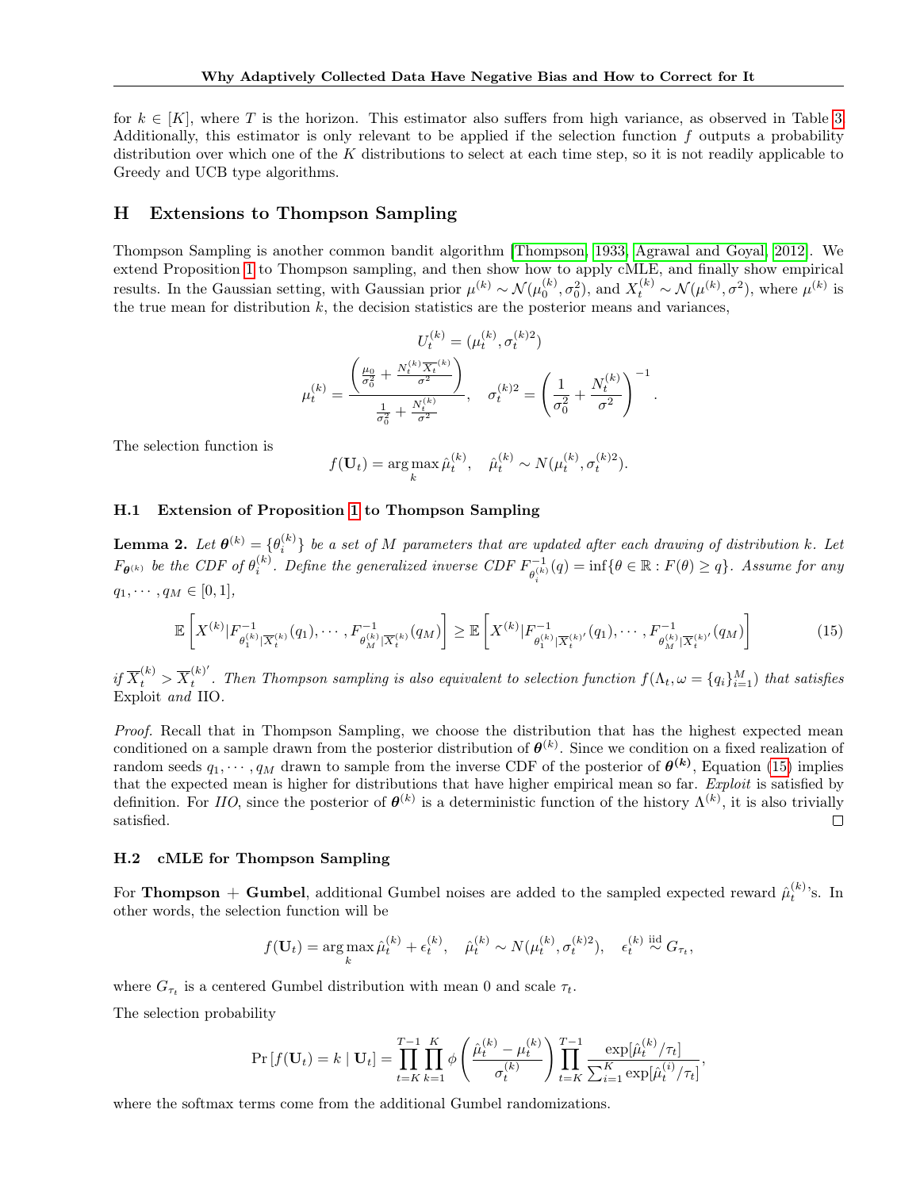for $k \in [K]$, where $T$ is the horizon. This estimator also suffers from high variance, as observed in Table 3. Additionally, this estimator is only relevant to be applied if the selection function $f$ outputs a probability distribution over which one of the $K$ distributions to select at each time step, so it is not readily applicable to Greedy and UCB type algorithms.

## H Extensions to Thompson Sampling

Thompson Sampling is another common bandit algorithm [Thompson, 1933, Agrawal and Goyal, 2012]. We extend Proposition 1 to Thompson sampling, and then show how to apply cMLE, and finally show empirical results. In the Gaussian setting, with Gaussian prior $\mu^{(k)} \sim \mathcal{N}(\mu_0^{(k)}, \sigma_0^2)$, and $X_t^{(k)} \sim \mathcal{N}(\mu^{(k)}, \sigma^2)$, where $\mu^{(k)}$ is the true mean for distribution $k$, the decision statistics are the posterior means and variances,

$$U_t^{(k)} = (\mu_t^{(k)}, \sigma_t^{(k)2})$$

$$\mu_t^{(k)} = \frac{\left(\frac{\mu_0}{\sigma_0^2} + \frac{N_t^{(k)} \overline{X}_t^{(k)}}{\sigma^2}\right)}{\frac{1}{\sigma_0^2} + \frac{N_t^{(k)}}{\sigma^2}}, \quad \sigma_t^{(k)2} = \left(\frac{1}{\sigma_0^2} + \frac{N_t^{(k)}}{\sigma^2}\right)^{-1}.$$

The selection function is

$$f(\mathbf{U}_t) = \arg\max_k \hat{\mu}_t^{(k)}, \quad \hat{\mu}_t^{(k)} \sim N(\mu_t^{(k)}, \sigma_t^{(k)2}).$$

### H.1 Extension of Proposition 1 to Thompson Sampling

**Lemma 2.** *Let $\boldsymbol{\theta}^{(k)} = \{\theta_i^{(k)}\}$ be a set of $M$ parameters that are updated after each drawing of distribution $k$. Let $F_{\boldsymbol{\theta}^{(k)}}$ be the CDF of $\theta_i^{(k)}$. Define the generalized inverse CDF $F_{\theta_i^{(k)}}^{-1}(q) = \inf\{\theta \in \mathbb{R} : F(\theta) \geq q\}$. Assume for any $q_1, \cdots, q_M \in [0, 1]$,*

$$\mathbb{E}\left[X^{(k)} | F^{-1}_{\theta_1^{(k)} | \overline{X}_t^{(k)}}(q_1), \cdots, F^{-1}_{\theta_M^{(k)} | \overline{X}_t^{(k)}}(q_M)\right] \geq \mathbb{E}\left[X^{(k)} | F^{-1}_{\theta_1^{(k)} | \overline{X}_t^{(k)\prime}}(q_1), \cdots, F^{-1}_{\theta_M^{(k)} | \overline{X}_t^{(k)\prime}}(q_M)\right] \tag{15}$$

*if $\overline{X}_t^{(k)} > \overline{X}_t^{(k)\prime}$. Then Thompson sampling is also equivalent to selection function $f(\Lambda_t, \omega = \{q_i\}_{i=1}^M)$ that satisfies* Exploit *and* IIO.

*Proof.* Recall that in Thompson Sampling, we choose the distribution that has the highest expected mean conditioned on a sample drawn from the posterior distribution of $\boldsymbol{\theta}^{(k)}$. Since we condition on a fixed realization of random seeds $q_1, \cdots, q_M$ drawn to sample from the inverse CDF of the posterior of $\boldsymbol{\theta}^{(k)}$, Equation (15) implies that the expected mean is higher for distributions that have higher empirical mean so far. *Exploit* is satisfied by definition. For *IIO*, since the posterior of $\boldsymbol{\theta}^{(k)}$ is a deterministic function of the history $\Lambda^{(k)}$, it is also trivially satisfied. □

### H.2 cMLE for Thompson Sampling

For **Thompson + Gumbel**, additional Gumbel noises are added to the sampled expected reward $\hat{\mu}_t^{(k)}$'s. In other words, the selection function will be

$$f(\mathbf{U}_t) = \arg\max_k \hat{\mu}_t^{(k)} + \epsilon_t^{(k)}, \quad \hat{\mu}_t^{(k)} \sim N(\mu_t^{(k)}, \sigma_t^{(k)2}), \quad \epsilon_t^{(k)} \overset{\text{iid}}{\sim} G_{\tau_t},$$

where $G_{\tau_t}$ is a centered Gumbel distribution with mean 0 and scale $\tau_t$.

The selection probability

$$\Pr\left[f(\mathbf{U}_t) = k \mid \mathbf{U}_t\right] = \prod_{t=K}^{T-1} \prod_{k=1}^{K} \phi\left(\frac{\hat{\mu}_t^{(k)} - \mu_t^{(k)}}{\sigma_t^{(k)}}\right) \prod_{t=K}^{T-1} \frac{\exp[\hat{\mu}_t^{(k)}/\tau_t]}{\sum_{i=1}^{K} \exp[\hat{\mu}_t^{(i)}/\tau_t]},$$

where the softmax terms come from the additional Gumbel randomizations.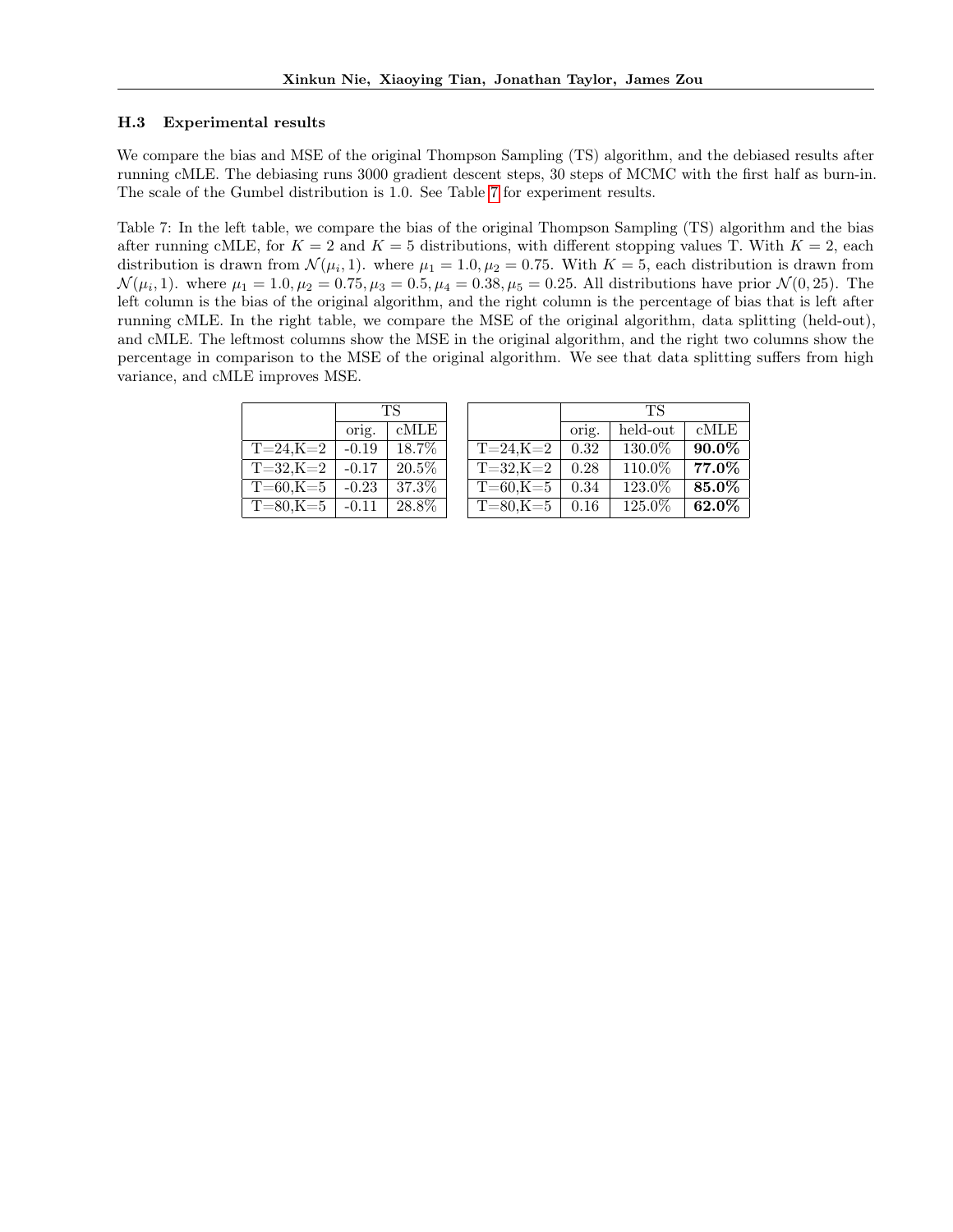### H.3 Experimental results

We compare the bias and MSE of the original Thompson Sampling (TS) algorithm, and the debiased results after running cMLE. The debiasing runs 3000 gradient descent steps, 30 steps of MCMC with the first half as burn-in. The scale of the Gumbel distribution is 1.0. See Table 7 for experiment results.

Table 7: In the left table, we compare the bias of the original Thompson Sampling (TS) algorithm and the bias after running cMLE, for $K = 2$ and $K = 5$ distributions, with different stopping values T. With $K = 2$, each distribution is drawn from $\mathcal{N}(\mu_i, 1)$. where $\mu_1 = 1.0, \mu_2 = 0.75$. With $K = 5$, each distribution is drawn from $\mathcal{N}(\mu_i, 1)$. where $\mu_1 = 1.0, \mu_2 = 0.75, \mu_3 = 0.5, \mu_4 = 0.38, \mu_5 = 0.25$. All distributions have prior $\mathcal{N}(0, 25)$. The left column is the bias of the original algorithm, and the right column is the percentage of bias that is left after running cMLE. In the right table, we compare the MSE of the original algorithm, data splitting (held-out), and cMLE. The leftmost columns show the MSE in the original algorithm, and the right two columns show the percentage in comparison to the MSE of the original algorithm. We see that data splitting suffers from high variance, and cMLE improves MSE.

| | TS | |
|---|---|---|
| | orig. | cMLE |
| T=24,K=2 | -0.19 | 18.7% |
| T=32,K=2 | -0.17 | 20.5% |
| T=60,K=5 | -0.23 | 37.3% |
| T=80,K=5 | -0.11 | 28.8% |

| | TS | | |
|---|---|---|---|
| | orig. | held-out | cMLE |
| T=24,K=2 | 0.32 | 130.0% | **90.0%** |
| T=32,K=2 | 0.28 | 110.0% | **77.0%** |
| T=60,K=5 | 0.34 | 123.0% | **85.0%** |
| T=80,K=5 | 0.16 | 125.0% | **62.0%** |